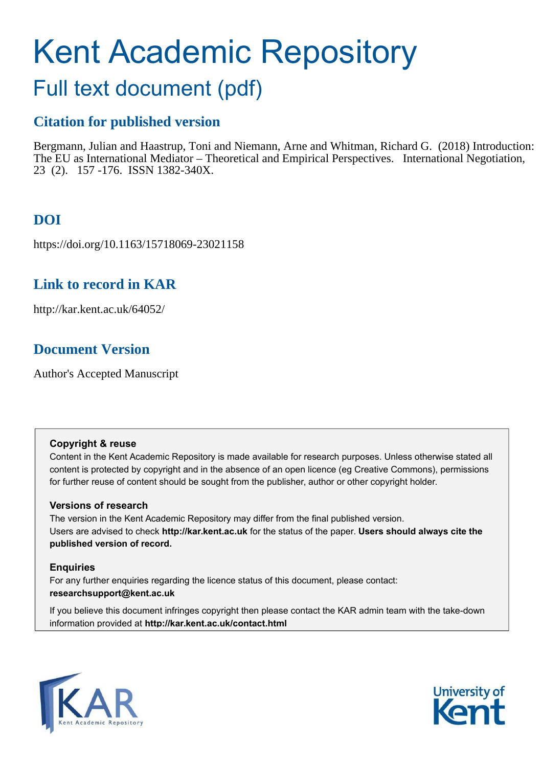# Kent Academic Repository

## Full text document (pdf)

### Citation for published version

Bergmann, Julian and Haastrup, Toni and Niemann, Arne and Whitman, Richard G. (2018) Introduction: The EU as International Mediator – Theoretical and Empirical Perspectives. International Negotiation, 23 (2). 157 -176. ISSN 1382-340X.

### DOI

https://doi.org/10.1163/15718069-23021158

### Link to record in KAR

http://kar.kent.ac.uk/64052/

### Document Version

Author's Accepted Manuscript

**Copyright & reuse**

Content in the Kent Academic Repository is made available for research purposes. Unless otherwise stated all content is protected by copyright and in the absence of an open licence (eg Creative Commons), permissions for further reuse of content should be sought from the publisher, author or other copyright holder.

**Versions of research**

The version in the Kent Academic Repository may differ from the final published version. Users are advised to check **http://kar.kent.ac.uk** for the status of the paper. **Users should always cite the published version of record.**

**Enquiries**

For any further enquiries regarding the licence status of this document, please contact: **researchsupport@kent.ac.uk**

If you believe this document infringes copyright then please contact the KAR admin team with the take-down information provided at **http://kar.kent.ac.uk/contact.html**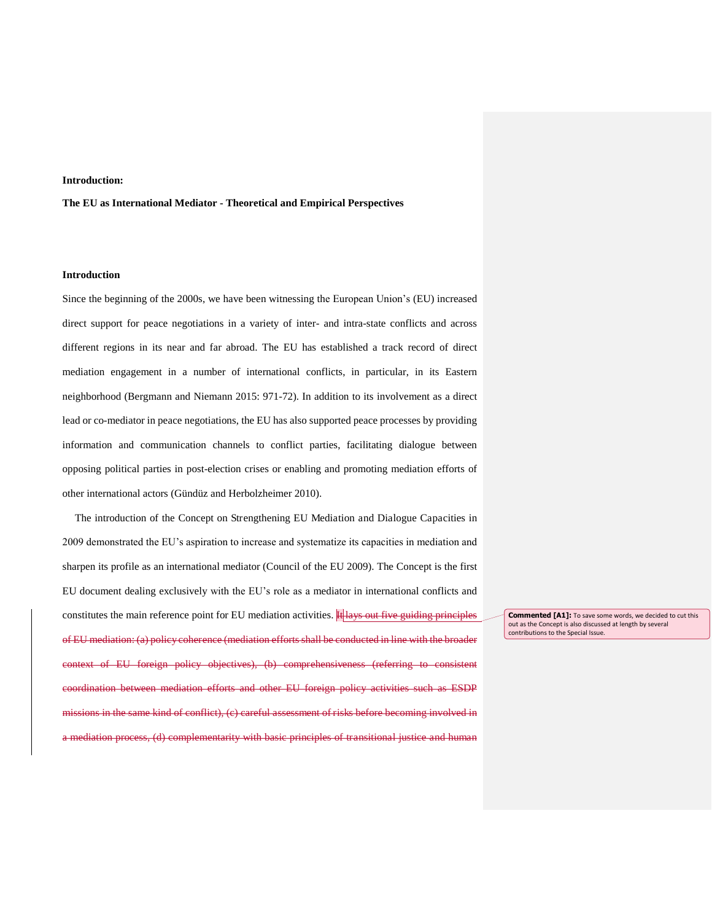**Introduction:**

**The EU as International Mediator - Theoretical and Empirical Perspectives**

## Introduction

Since the beginning of the 2000s, we have been witnessing the European Union's (EU) increased direct support for peace negotiations in a variety of inter- and intra-state conflicts and across different regions in its near and far abroad. The EU has established a track record of direct mediation engagement in a number of international conflicts, in particular, in its Eastern neighborhood (Bergmann and Niemann 2015: 971-72). In addition to its involvement as a direct lead or co-mediator in peace negotiations, the EU has also supported peace processes by providing information and communication channels to conflict parties, facilitating dialogue between opposing political parties in post-election crises or enabling and promoting mediation efforts of other international actors (Gündüz and Herbolzheimer 2010).

The introduction of the Concept on Strengthening EU Mediation and Dialogue Capacities in 2009 demonstrated the EU's aspiration to increase and systematize its capacities in mediation and sharpen its profile as an international mediator (Council of the EU 2009). The Concept is the first EU document dealing exclusively with the EU's role as a mediator in international conflicts and constitutes the main reference point for EU mediation activities. ~~It lays out five guiding principles of EU mediation: (a) policy coherence (mediation efforts shall be conducted in line with the broader context of EU foreign policy objectives), (b) comprehensiveness (referring to consistent coordination between mediation efforts and other EU foreign policy activities such as ESDP missions in the same kind of conflict), (c) careful assessment of risks before becoming involved in a mediation process, (d) complementarity with basic principles of transitional justice and human~~

**Commented [A1]:** To save some words, we decided to cut this out as the Concept is also discussed at length by several contributions to the Special Issue.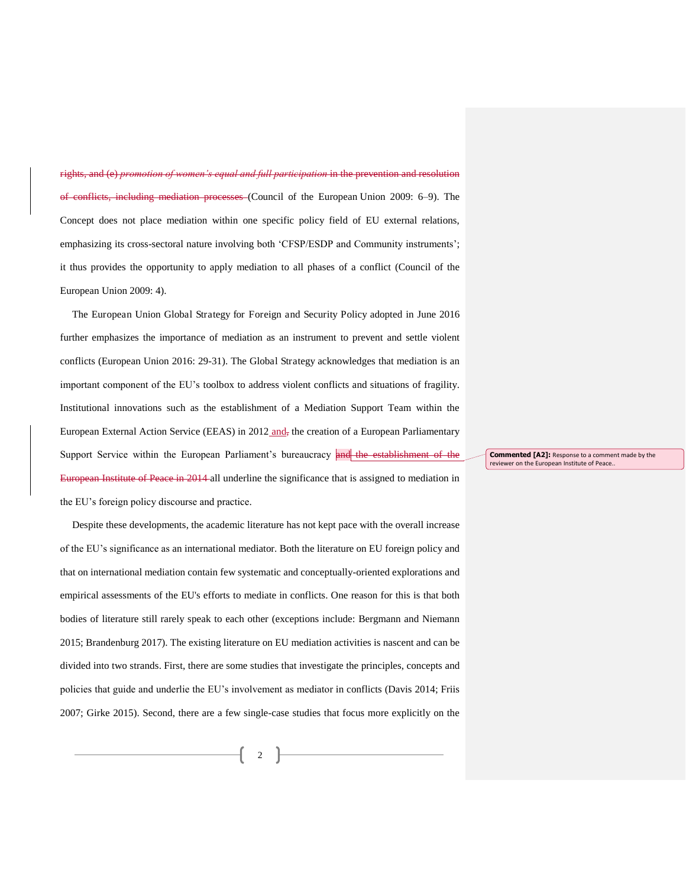rights, and (e) *promotion of women's equal and full participation* in the prevention and resolution of conflicts, including mediation processes (Council of the European Union 2009: 6–9). The Concept does not place mediation within one specific policy field of EU external relations, emphasizing its cross-sectoral nature involving both 'CFSP/ESDP and Community instruments'; it thus provides the opportunity to apply mediation to all phases of a conflict (Council of the European Union 2009: 4).

The European Union Global Strategy for Foreign and Security Policy adopted in June 2016 further emphasizes the importance of mediation as an instrument to prevent and settle violent conflicts (European Union 2016: 29-31). The Global Strategy acknowledges that mediation is an important component of the EU's toolbox to address violent conflicts and situations of fragility. Institutional innovations such as the establishment of a Mediation Support Team within the European External Action Service (EEAS) in 2012 and, the creation of a European Parliamentary Support Service within the European Parliament's bureaucracy and the establishment of the European Institute of Peace in 2014 all underline the significance that is assigned to mediation in the EU's foreign policy discourse and practice.

Commented [A2]: Response to a comment made by the reviewer on the European Institute of Peace..

Despite these developments, the academic literature has not kept pace with the overall increase of the EU's significance as an international mediator. Both the literature on EU foreign policy and that on international mediation contain few systematic and conceptually-oriented explorations and empirical assessments of the EU's efforts to mediate in conflicts. One reason for this is that both bodies of literature still rarely speak to each other (exceptions include: Bergmann and Niemann 2015; Brandenburg 2017). The existing literature on EU mediation activities is nascent and can be divided into two strands. First, there are some studies that investigate the principles, concepts and policies that guide and underlie the EU's involvement as mediator in conflicts (Davis 2014; Friis 2007; Girke 2015). Second, there are a few single-case studies that focus more explicitly on the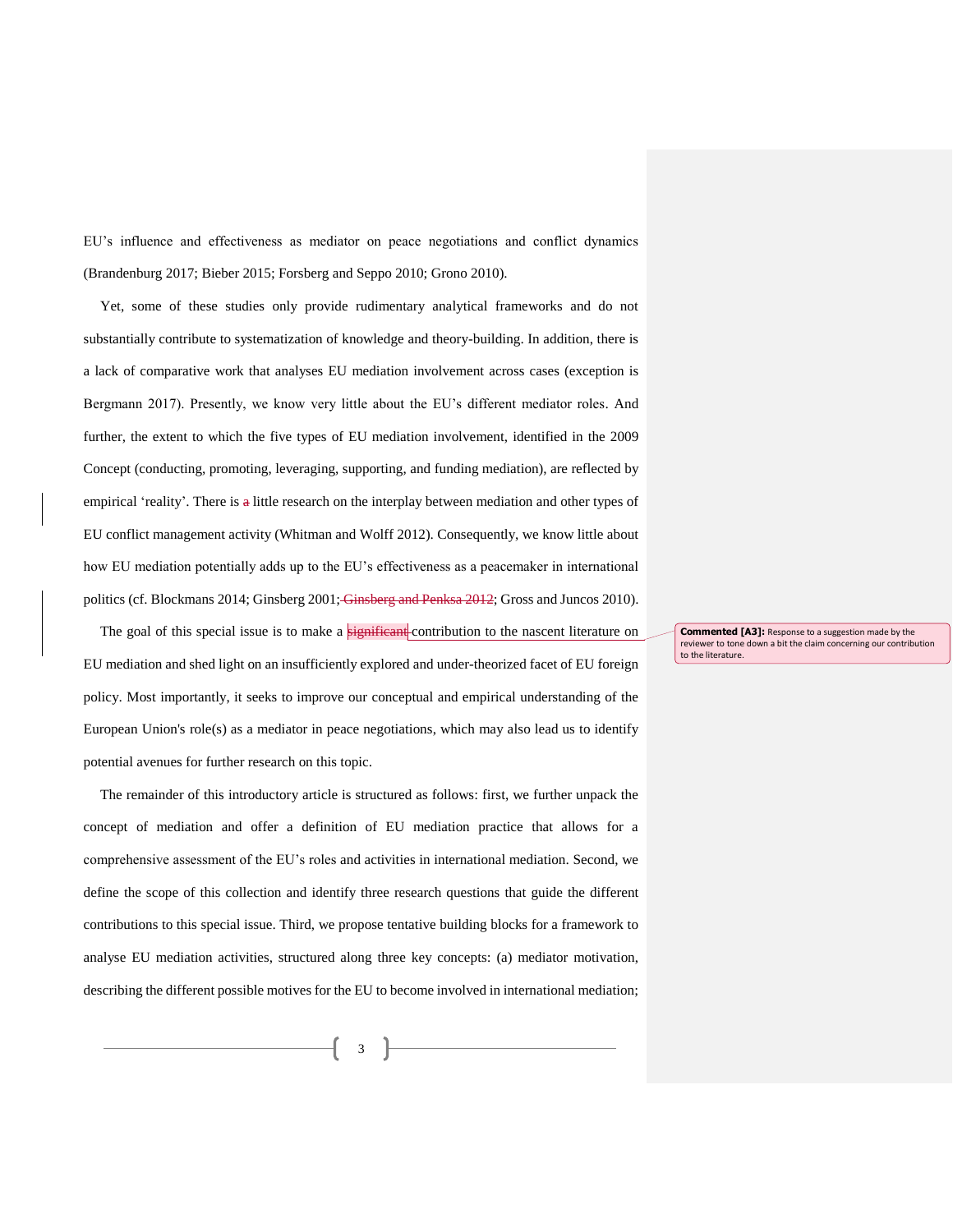EU's influence and effectiveness as mediator on peace negotiations and conflict dynamics (Brandenburg 2017; Bieber 2015; Forsberg and Seppo 2010; Grono 2010).

Yet, some of these studies only provide rudimentary analytical frameworks and do not substantially contribute to systematization of knowledge and theory-building. In addition, there is a lack of comparative work that analyses EU mediation involvement across cases (exception is Bergmann 2017). Presently, we know very little about the EU's different mediator roles. And further, the extent to which the five types of EU mediation involvement, identified in the 2009 Concept (conducting, promoting, leveraging, supporting, and funding mediation), are reflected by empirical 'reality'. There is ~~a~~ little research on the interplay between mediation and other types of EU conflict management activity (Whitman and Wolff 2012). Consequently, we know little about how EU mediation potentially adds up to the EU's effectiveness as a peacemaker in international politics (cf. Blockmans 2014; Ginsberg 2001;~~ Ginsberg and Penksa 2012~~; Gross and Juncos 2010).

The goal of this special issue is to make a ~~significant~~ contribution to the nascent literature on EU mediation and shed light on an insufficiently explored and under-theorized facet of EU foreign policy. Most importantly, it seeks to improve our conceptual and empirical understanding of the European Union's role(s) as a mediator in peace negotiations, which may also lead us to identify potential avenues for further research on this topic.

**Commented [A3]:** Response to a suggestion made by the reviewer to tone down a bit the claim concerning our contribution to the literature.

The remainder of this introductory article is structured as follows: first, we further unpack the concept of mediation and offer a definition of EU mediation practice that allows for a comprehensive assessment of the EU's roles and activities in international mediation. Second, we define the scope of this collection and identify three research questions that guide the different contributions to this special issue. Third, we propose tentative building blocks for a framework to analyse EU mediation activities, structured along three key concepts: (a) mediator motivation, describing the different possible motives for the EU to become involved in international mediation;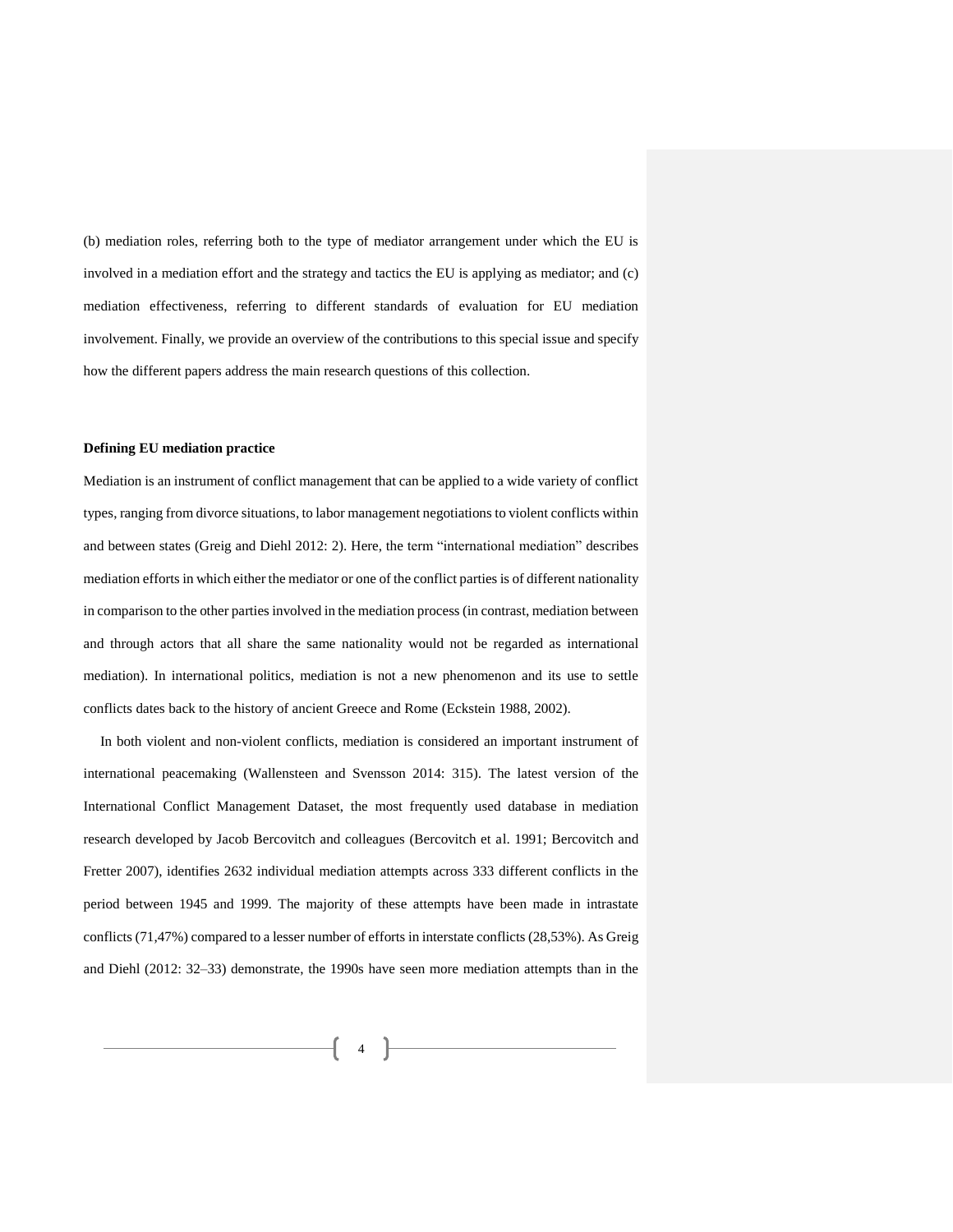(b) mediation roles, referring both to the type of mediator arrangement under which the EU is involved in a mediation effort and the strategy and tactics the EU is applying as mediator; and (c) mediation effectiveness, referring to different standards of evaluation for EU mediation involvement. Finally, we provide an overview of the contributions to this special issue and specify how the different papers address the main research questions of this collection.

**Defining EU mediation practice**

Mediation is an instrument of conflict management that can be applied to a wide variety of conflict types, ranging from divorce situations, to labor management negotiations to violent conflicts within and between states (Greig and Diehl 2012: 2). Here, the term "international mediation" describes mediation efforts in which either the mediator or one of the conflict parties is of different nationality in comparison to the other parties involved in the mediation process (in contrast, mediation between and through actors that all share the same nationality would not be regarded as international mediation). In international politics, mediation is not a new phenomenon and its use to settle conflicts dates back to the history of ancient Greece and Rome (Eckstein 1988, 2002).

In both violent and non-violent conflicts, mediation is considered an important instrument of international peacemaking (Wallensteen and Svensson 2014: 315). The latest version of the International Conflict Management Dataset, the most frequently used database in mediation research developed by Jacob Bercovitch and colleagues (Bercovitch et al. 1991; Bercovitch and Fretter 2007), identifies 2632 individual mediation attempts across 333 different conflicts in the period between 1945 and 1999. The majority of these attempts have been made in intrastate conflicts (71,47%) compared to a lesser number of efforts in interstate conflicts (28,53%). As Greig and Diehl (2012: 32–33) demonstrate, the 1990s have seen more mediation attempts than in the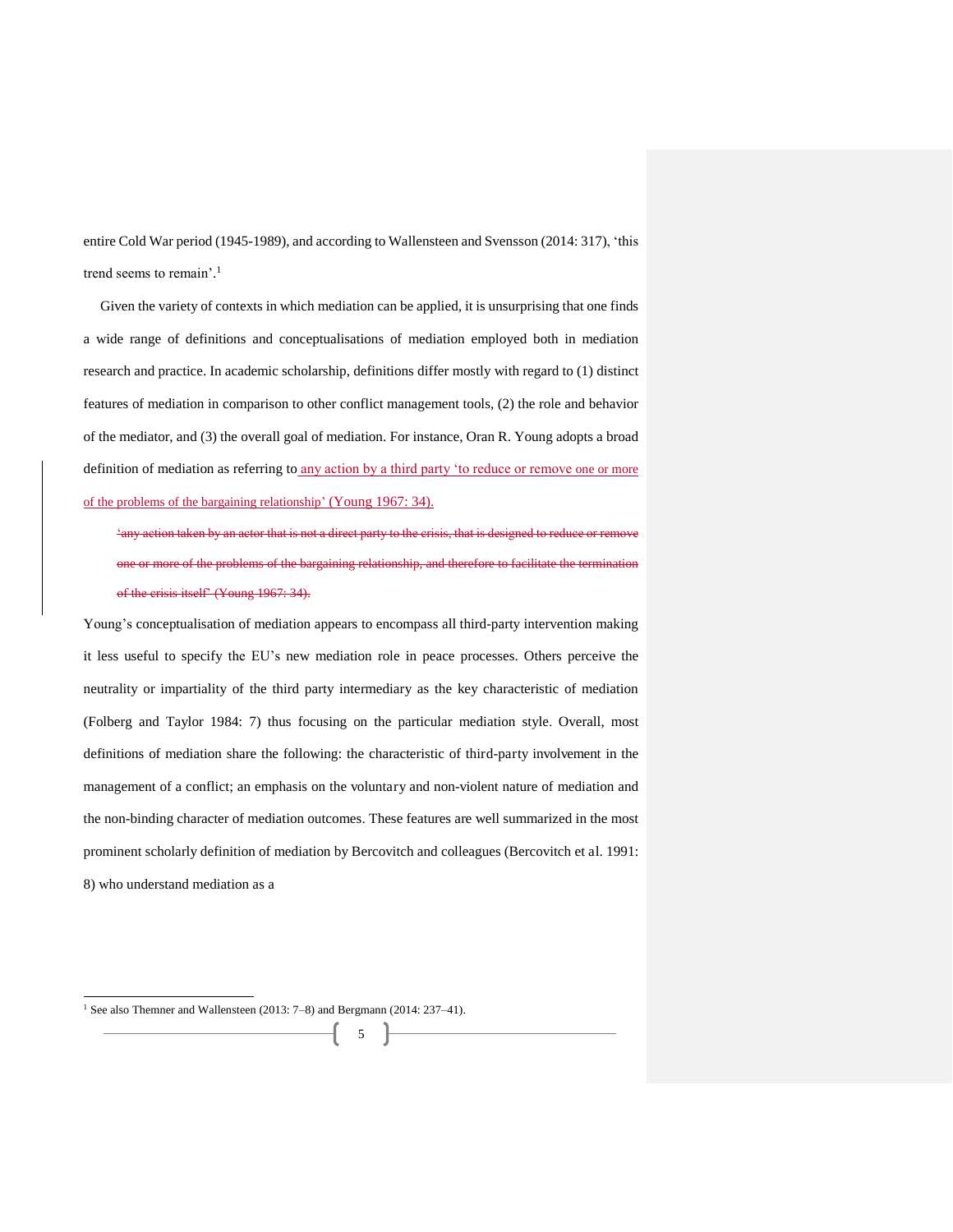entire Cold War period (1945-1989), and according to Wallensteen and Svensson (2014: 317), 'this trend seems to remain'.[1]

Given the variety of contexts in which mediation can be applied, it is unsurprising that one finds a wide range of definitions and conceptualisations of mediation employed both in mediation research and practice. In academic scholarship, definitions differ mostly with regard to (1) distinct features of mediation in comparison to other conflict management tools, (2) the role and behavior of the mediator, and (3) the overall goal of mediation. For instance, Oran R. Young adopts a broad definition of mediation as referring to any action by a third party 'to reduce or remove one or more of the problems of the bargaining relationship' (Young 1967: 34).

> ~~'any action taken by an actor that is not a direct party to the crisis, that is designed to reduce or remove one or more of the problems of the bargaining relationship, and therefore to facilitate the termination of the crisis itself' (Young 1967: 34).~~

Young's conceptualisation of mediation appears to encompass all third-party intervention making it less useful to specify the EU's new mediation role in peace processes. Others perceive the neutrality or impartiality of the third party intermediary as the key characteristic of mediation (Folberg and Taylor 1984: 7) thus focusing on the particular mediation style. Overall, most definitions of mediation share the following: the characteristic of third-party involvement in the management of a conflict; an emphasis on the voluntary and non-violent nature of mediation and the non-binding character of mediation outcomes. These features are well summarized in the most prominent scholarly definition of mediation by Bercovitch and colleagues (Bercovitch et al. 1991: 8) who understand mediation as a

[1] See also Themner and Wallensteen (2013: 7–8) and Bergmann (2014: 237–41).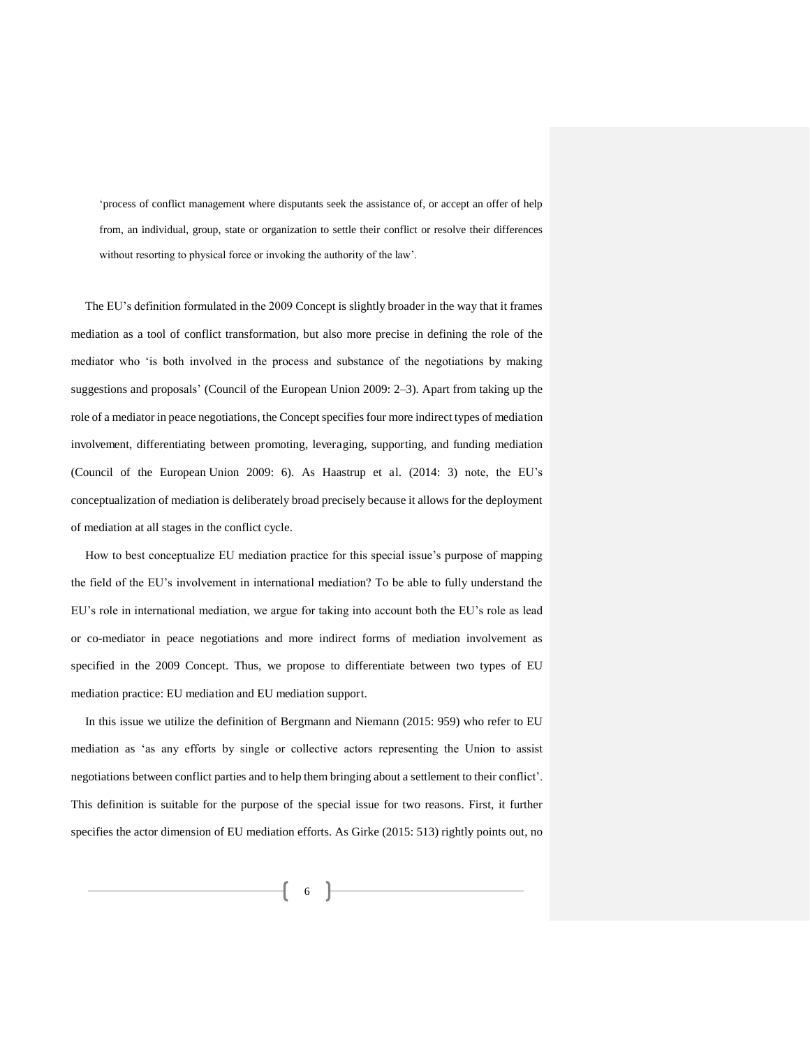> 'process of conflict management where disputants seek the assistance of, or accept an offer of help from, an individual, group, state or organization to settle their conflict or resolve their differences without resorting to physical force or invoking the authority of the law'.

The EU's definition formulated in the 2009 Concept is slightly broader in the way that it frames mediation as a tool of conflict transformation, but also more precise in defining the role of the mediator who 'is both involved in the process and substance of the negotiations by making suggestions and proposals' (Council of the European Union 2009: 2–3). Apart from taking up the role of a mediator in peace negotiations, the Concept specifies four more indirect types of mediation involvement, differentiating between promoting, leveraging, supporting, and funding mediation (Council of the European Union 2009: 6). As Haastrup et al. (2014: 3) note, the EU's conceptualization of mediation is deliberately broad precisely because it allows for the deployment of mediation at all stages in the conflict cycle.

How to best conceptualize EU mediation practice for this special issue's purpose of mapping the field of the EU's involvement in international mediation? To be able to fully understand the EU's role in international mediation, we argue for taking into account both the EU's role as lead or co-mediator in peace negotiations and more indirect forms of mediation involvement as specified in the 2009 Concept. Thus, we propose to differentiate between two types of EU mediation practice: EU mediation and EU mediation support.

In this issue we utilize the definition of Bergmann and Niemann (2015: 959) who refer to EU mediation as 'as any efforts by single or collective actors representing the Union to assist negotiations between conflict parties and to help them bringing about a settlement to their conflict'. This definition is suitable for the purpose of the special issue for two reasons. First, it further specifies the actor dimension of EU mediation efforts. As Girke (2015: 513) rightly points out, no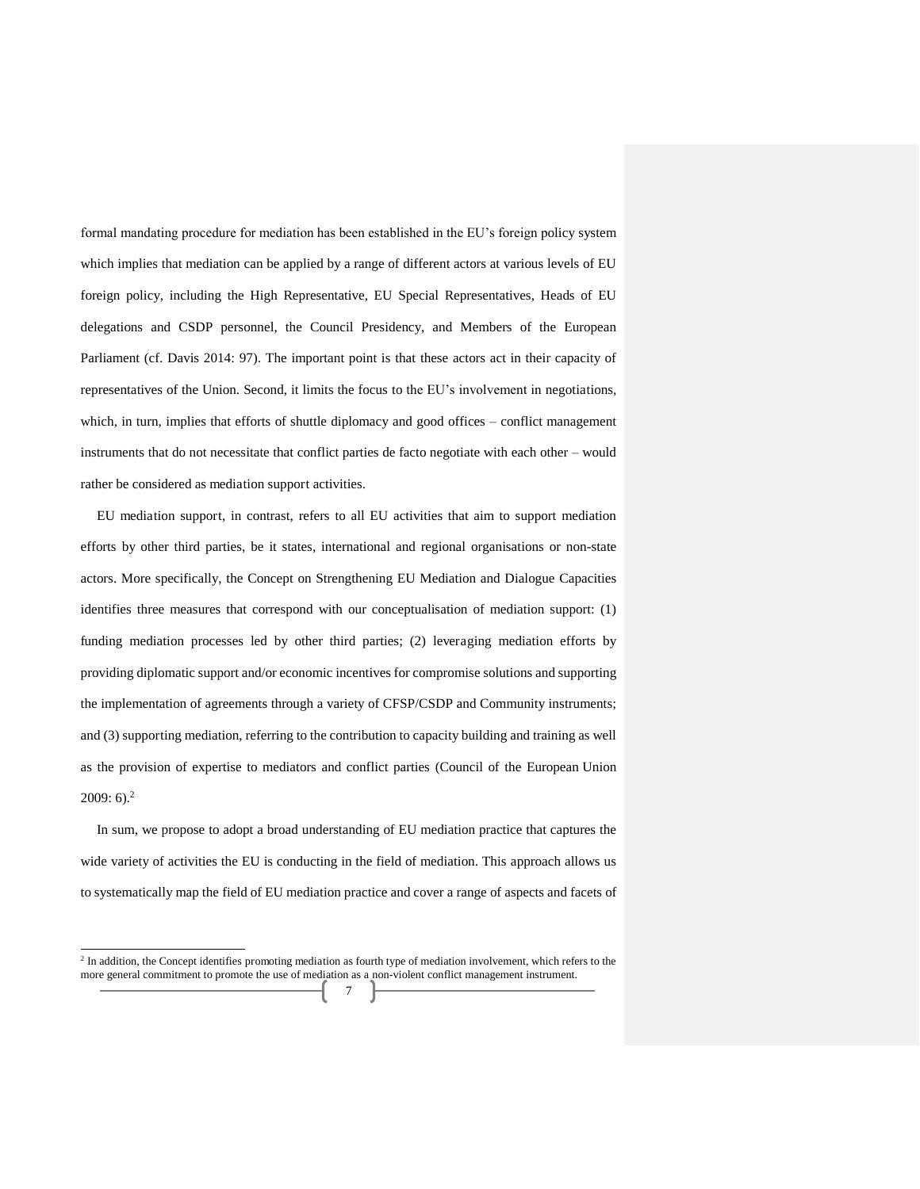formal mandating procedure for mediation has been established in the EU's foreign policy system which implies that mediation can be applied by a range of different actors at various levels of EU foreign policy, including the High Representative, EU Special Representatives, Heads of EU delegations and CSDP personnel, the Council Presidency, and Members of the European Parliament (cf. Davis 2014: 97). The important point is that these actors act in their capacity of representatives of the Union. Second, it limits the focus to the EU's involvement in negotiations, which, in turn, implies that efforts of shuttle diplomacy and good offices – conflict management instruments that do not necessitate that conflict parties de facto negotiate with each other – would rather be considered as mediation support activities.

EU mediation support, in contrast, refers to all EU activities that aim to support mediation efforts by other third parties, be it states, international and regional organisations or non-state actors. More specifically, the Concept on Strengthening EU Mediation and Dialogue Capacities identifies three measures that correspond with our conceptualisation of mediation support: (1) funding mediation processes led by other third parties; (2) leveraging mediation efforts by providing diplomatic support and/or economic incentives for compromise solutions and supporting the implementation of agreements through a variety of CFSP/CSDP and Community instruments; and (3) supporting mediation, referring to the contribution to capacity building and training as well as the provision of expertise to mediators and conflict parties (Council of the European Union 2009: 6).[2]

In sum, we propose to adopt a broad understanding of EU mediation practice that captures the wide variety of activities the EU is conducting in the field of mediation. This approach allows us to systematically map the field of EU mediation practice and cover a range of aspects and facets of

---

[2] In addition, the Concept identifies promoting mediation as fourth type of mediation involvement, which refers to the more general commitment to promote the use of mediation as a non-violent conflict management instrument.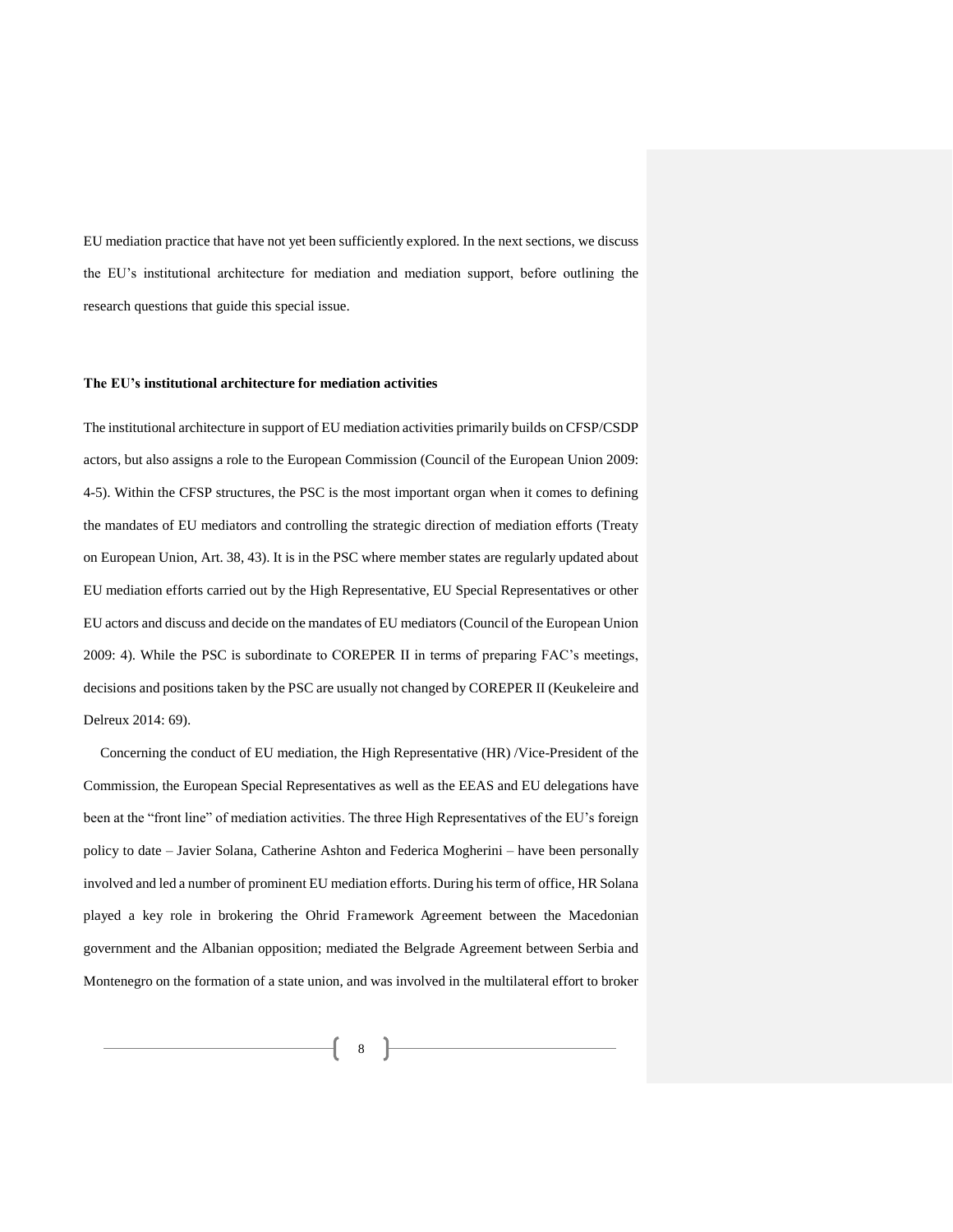EU mediation practice that have not yet been sufficiently explored. In the next sections, we discuss the EU's institutional architecture for mediation and mediation support, before outlining the research questions that guide this special issue.

**The EU's institutional architecture for mediation activities**

The institutional architecture in support of EU mediation activities primarily builds on CFSP/CSDP actors, but also assigns a role to the European Commission (Council of the European Union 2009: 4-5). Within the CFSP structures, the PSC is the most important organ when it comes to defining the mandates of EU mediators and controlling the strategic direction of mediation efforts (Treaty on European Union, Art. 38, 43). It is in the PSC where member states are regularly updated about EU mediation efforts carried out by the High Representative, EU Special Representatives or other EU actors and discuss and decide on the mandates of EU mediators (Council of the European Union 2009: 4). While the PSC is subordinate to COREPER II in terms of preparing FAC's meetings, decisions and positions taken by the PSC are usually not changed by COREPER II (Keukeleire and Delreux 2014: 69).

Concerning the conduct of EU mediation, the High Representative (HR) /Vice-President of the Commission, the European Special Representatives as well as the EEAS and EU delegations have been at the "front line" of mediation activities. The three High Representatives of the EU's foreign policy to date – Javier Solana, Catherine Ashton and Federica Mogherini – have been personally involved and led a number of prominent EU mediation efforts. During his term of office, HR Solana played a key role in brokering the Ohrid Framework Agreement between the Macedonian government and the Albanian opposition; mediated the Belgrade Agreement between Serbia and Montenegro on the formation of a state union, and was involved in the multilateral effort to broker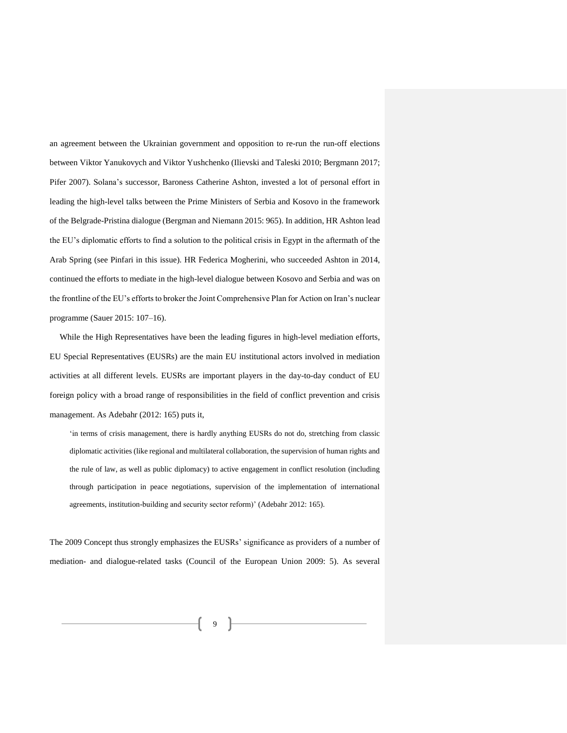an agreement between the Ukrainian government and opposition to re-run the run-off elections between Viktor Yanukovych and Viktor Yushchenko (Ilievski and Taleski 2010; Bergmann 2017; Pifer 2007). Solana's successor, Baroness Catherine Ashton, invested a lot of personal effort in leading the high-level talks between the Prime Ministers of Serbia and Kosovo in the framework of the Belgrade-Pristina dialogue (Bergman and Niemann 2015: 965). In addition, HR Ashton lead the EU's diplomatic efforts to find a solution to the political crisis in Egypt in the aftermath of the Arab Spring (see Pinfari in this issue). HR Federica Mogherini, who succeeded Ashton in 2014, continued the efforts to mediate in the high-level dialogue between Kosovo and Serbia and was on the frontline of the EU's efforts to broker the Joint Comprehensive Plan for Action on Iran's nuclear programme (Sauer 2015: 107–16).

While the High Representatives have been the leading figures in high-level mediation efforts, EU Special Representatives (EUSRs) are the main EU institutional actors involved in mediation activities at all different levels. EUSRs are important players in the day-to-day conduct of EU foreign policy with a broad range of responsibilities in the field of conflict prevention and crisis management. As Adebahr (2012: 165) puts it,

> 'in terms of crisis management, there is hardly anything EUSRs do not do, stretching from classic diplomatic activities (like regional and multilateral collaboration, the supervision of human rights and the rule of law, as well as public diplomacy) to active engagement in conflict resolution (including through participation in peace negotiations, supervision of the implementation of international agreements, institution-building and security sector reform)' (Adebahr 2012: 165).

The 2009 Concept thus strongly emphasizes the EUSRs' significance as providers of a number of mediation- and dialogue-related tasks (Council of the European Union 2009: 5). As several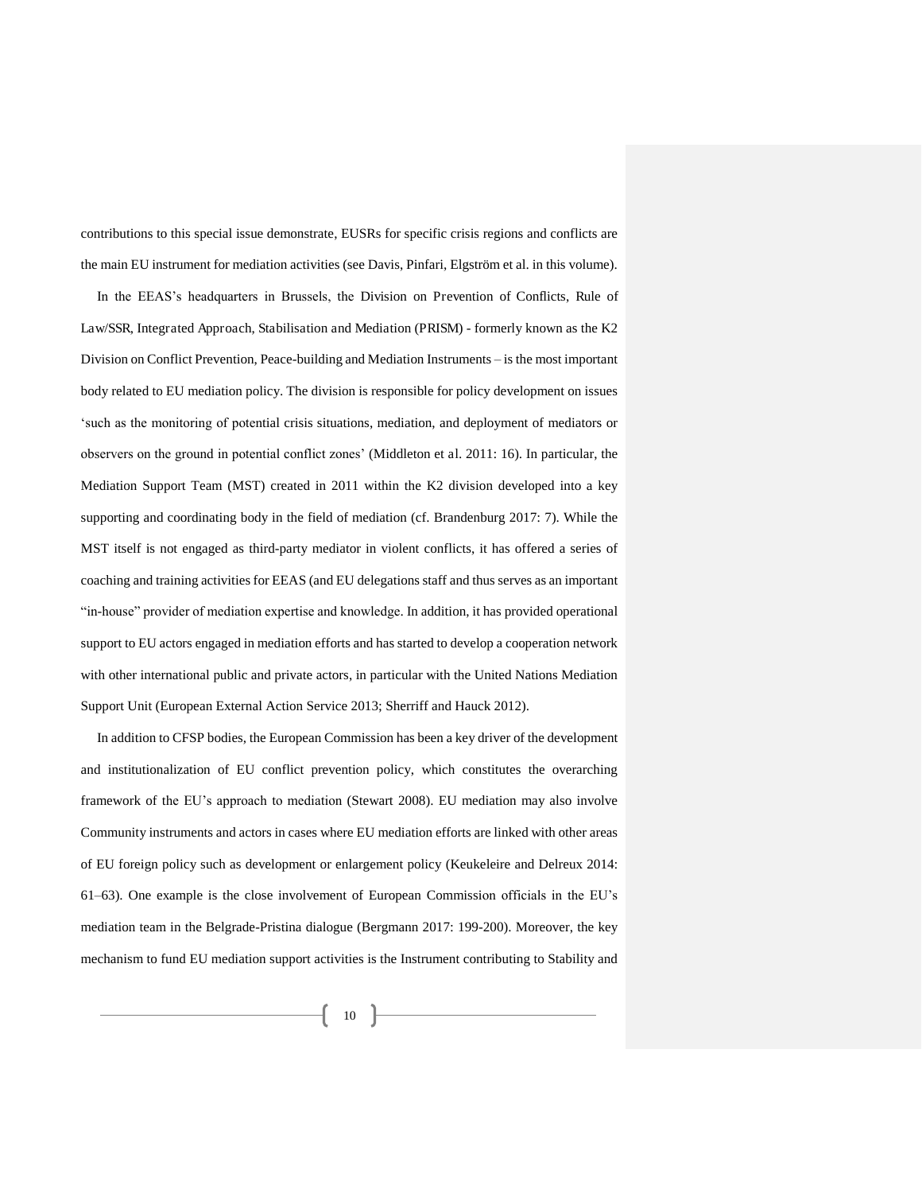contributions to this special issue demonstrate, EUSRs for specific crisis regions and conflicts are the main EU instrument for mediation activities (see Davis, Pinfari, Elgström et al. in this volume).

In the EEAS's headquarters in Brussels, the Division on Prevention of Conflicts, Rule of Law/SSR, Integrated Approach, Stabilisation and Mediation (PRISM) - formerly known as the K2 Division on Conflict Prevention, Peace-building and Mediation Instruments – is the most important body related to EU mediation policy. The division is responsible for policy development on issues 'such as the monitoring of potential crisis situations, mediation, and deployment of mediators or observers on the ground in potential conflict zones' (Middleton et al. 2011: 16). In particular, the Mediation Support Team (MST) created in 2011 within the K2 division developed into a key supporting and coordinating body in the field of mediation (cf. Brandenburg 2017: 7). While the MST itself is not engaged as third-party mediator in violent conflicts, it has offered a series of coaching and training activities for EEAS (and EU delegations staff and thus serves as an important "in-house" provider of mediation expertise and knowledge. In addition, it has provided operational support to EU actors engaged in mediation efforts and has started to develop a cooperation network with other international public and private actors, in particular with the United Nations Mediation Support Unit (European External Action Service 2013; Sherriff and Hauck 2012).

In addition to CFSP bodies, the European Commission has been a key driver of the development and institutionalization of EU conflict prevention policy, which constitutes the overarching framework of the EU's approach to mediation (Stewart 2008). EU mediation may also involve Community instruments and actors in cases where EU mediation efforts are linked with other areas of EU foreign policy such as development or enlargement policy (Keukeleire and Delreux 2014: 61–63). One example is the close involvement of European Commission officials in the EU's mediation team in the Belgrade-Pristina dialogue (Bergmann 2017: 199-200). Moreover, the key mechanism to fund EU mediation support activities is the Instrument contributing to Stability and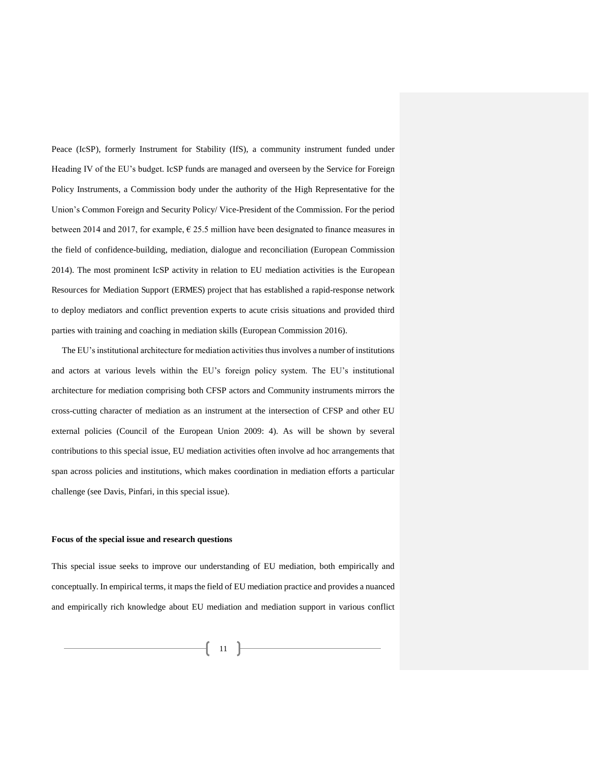Peace (IcSP), formerly Instrument for Stability (IfS), a community instrument funded under Heading IV of the EU's budget. IcSP funds are managed and overseen by the Service for Foreign Policy Instruments, a Commission body under the authority of the High Representative for the Union's Common Foreign and Security Policy/ Vice-President of the Commission. For the period between 2014 and 2017, for example, € 25.5 million have been designated to finance measures in the field of confidence-building, mediation, dialogue and reconciliation (European Commission 2014). The most prominent IcSP activity in relation to EU mediation activities is the European Resources for Mediation Support (ERMES) project that has established a rapid-response network to deploy mediators and conflict prevention experts to acute crisis situations and provided third parties with training and coaching in mediation skills (European Commission 2016).

The EU's institutional architecture for mediation activities thus involves a number of institutions and actors at various levels within the EU's foreign policy system. The EU's institutional architecture for mediation comprising both CFSP actors and Community instruments mirrors the cross-cutting character of mediation as an instrument at the intersection of CFSP and other EU external policies (Council of the European Union 2009: 4). As will be shown by several contributions to this special issue, EU mediation activities often involve ad hoc arrangements that span across policies and institutions, which makes coordination in mediation efforts a particular challenge (see Davis, Pinfari, in this special issue).

**Focus of the special issue and research questions**

This special issue seeks to improve our understanding of EU mediation, both empirically and conceptually. In empirical terms, it maps the field of EU mediation practice and provides a nuanced and empirically rich knowledge about EU mediation and mediation support in various conflict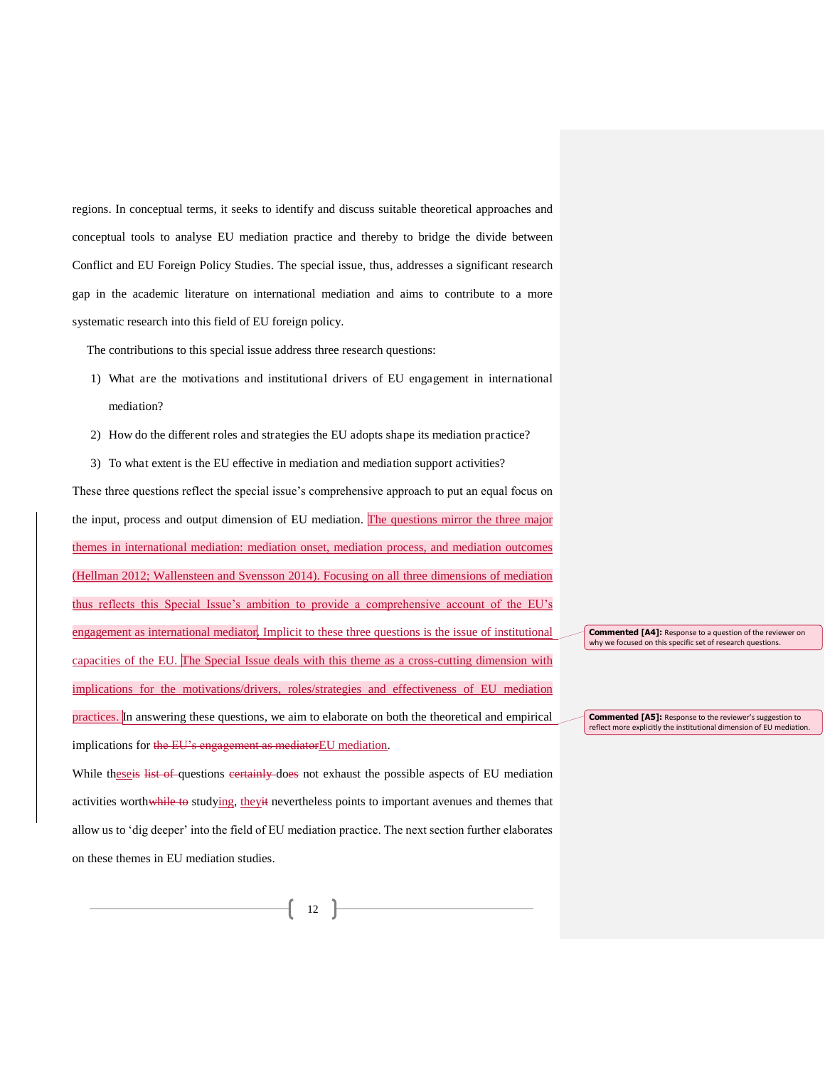regions. In conceptual terms, it seeks to identify and discuss suitable theoretical approaches and conceptual tools to analyse EU mediation practice and thereby to bridge the divide between Conflict and EU Foreign Policy Studies. The special issue, thus, addresses a significant research gap in the academic literature on international mediation and aims to contribute to a more systematic research into this field of EU foreign policy.

The contributions to this special issue address three research questions:

1) What are the motivations and institutional drivers of EU engagement in international mediation?
2) How do the different roles and strategies the EU adopts shape its mediation practice?
3) To what extent is the EU effective in mediation and mediation support activities?

These three questions reflect the special issue's comprehensive approach to put an equal focus on the input, process and output dimension of EU mediation. The questions mirror the three major themes in international mediation: mediation onset, mediation process, and mediation outcomes (Hellman 2012; Wallensteen and Svensson 2014). Focusing on all three dimensions of mediation thus reflects this Special Issue's ambition to provide a comprehensive account of the EU's engagement as international mediator. Implicit to these three questions is the issue of institutional capacities of the EU. The Special Issue deals with this theme as a cross-cutting dimension with implications for the motivations/drivers, roles/strategies and effectiveness of EU mediation practices. In answering these questions, we aim to elaborate on both the theoretical and empirical implications for ~~the EU's engagement as mediator~~EU mediation.

While the~~is~~se ~~list of~~ questions ~~certainly~~ do~~es~~ not exhaust the possible aspects of EU mediation activities worth~~while to~~ studying, they~~it~~ nevertheless points to important avenues and themes that allow us to 'dig deeper' into the field of EU mediation practice. The next section further elaborates on these themes in EU mediation studies.

**Commented [A4]:** Response to a question of the reviewer on why we focused on this specific set of research questions.

**Commented [A5]:** Response to the reviewer's suggestion to reflect more explicitly the institutional dimension of EU mediation.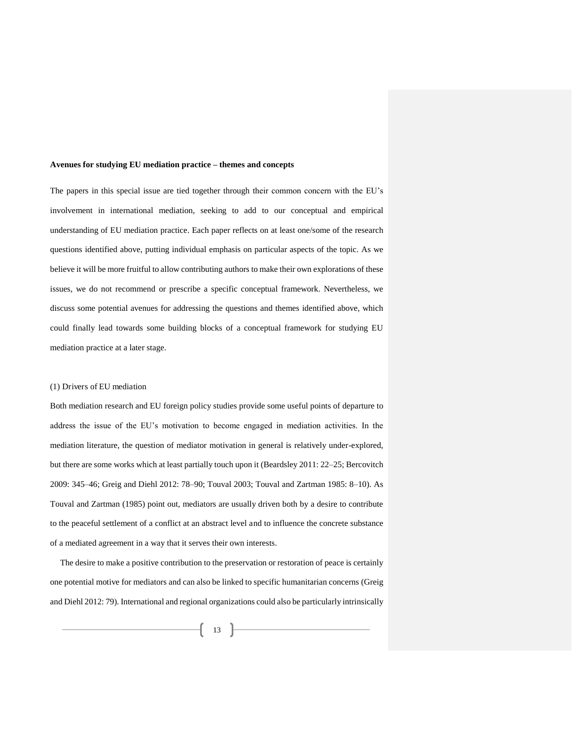**Avenues for studying EU mediation practice – themes and concepts**

The papers in this special issue are tied together through their common concern with the EU's involvement in international mediation, seeking to add to our conceptual and empirical understanding of EU mediation practice. Each paper reflects on at least one/some of the research questions identified above, putting individual emphasis on particular aspects of the topic. As we believe it will be more fruitful to allow contributing authors to make their own explorations of these issues, we do not recommend or prescribe a specific conceptual framework. Nevertheless, we discuss some potential avenues for addressing the questions and themes identified above, which could finally lead towards some building blocks of a conceptual framework for studying EU mediation practice at a later stage.

(1) Drivers of EU mediation

Both mediation research and EU foreign policy studies provide some useful points of departure to address the issue of the EU's motivation to become engaged in mediation activities. In the mediation literature, the question of mediator motivation in general is relatively under-explored, but there are some works which at least partially touch upon it (Beardsley 2011: 22–25; Bercovitch 2009: 345–46; Greig and Diehl 2012: 78–90; Touval 2003; Touval and Zartman 1985: 8–10). As Touval and Zartman (1985) point out, mediators are usually driven both by a desire to contribute to the peaceful settlement of a conflict at an abstract level and to influence the concrete substance of a mediated agreement in a way that it serves their own interests.

The desire to make a positive contribution to the preservation or restoration of peace is certainly one potential motive for mediators and can also be linked to specific humanitarian concerns (Greig and Diehl 2012: 79). International and regional organizations could also be particularly intrinsically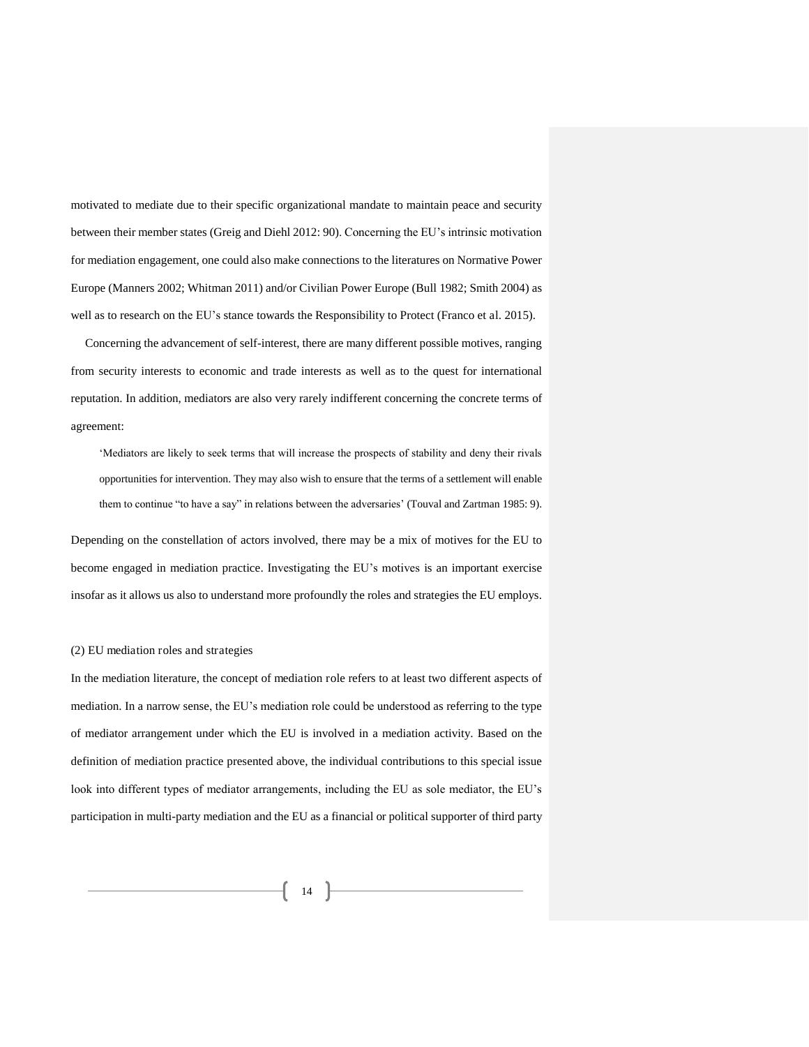motivated to mediate due to their specific organizational mandate to maintain peace and security between their member states (Greig and Diehl 2012: 90). Concerning the EU's intrinsic motivation for mediation engagement, one could also make connections to the literatures on Normative Power Europe (Manners 2002; Whitman 2011) and/or Civilian Power Europe (Bull 1982; Smith 2004) as well as to research on the EU's stance towards the Responsibility to Protect (Franco et al. 2015).

Concerning the advancement of self-interest, there are many different possible motives, ranging from security interests to economic and trade interests as well as to the quest for international reputation. In addition, mediators are also very rarely indifferent concerning the concrete terms of agreement:

> 'Mediators are likely to seek terms that will increase the prospects of stability and deny their rivals opportunities for intervention. They may also wish to ensure that the terms of a settlement will enable them to continue "to have a say" in relations between the adversaries' (Touval and Zartman 1985: 9).

Depending on the constellation of actors involved, there may be a mix of motives for the EU to become engaged in mediation practice. Investigating the EU's motives is an important exercise insofar as it allows us also to understand more profoundly the roles and strategies the EU employs.

(2) EU mediation roles and strategies

In the mediation literature, the concept of mediation role refers to at least two different aspects of mediation. In a narrow sense, the EU's mediation role could be understood as referring to the type of mediator arrangement under which the EU is involved in a mediation activity. Based on the definition of mediation practice presented above, the individual contributions to this special issue look into different types of mediator arrangements, including the EU as sole mediator, the EU's participation in multi-party mediation and the EU as a financial or political supporter of third party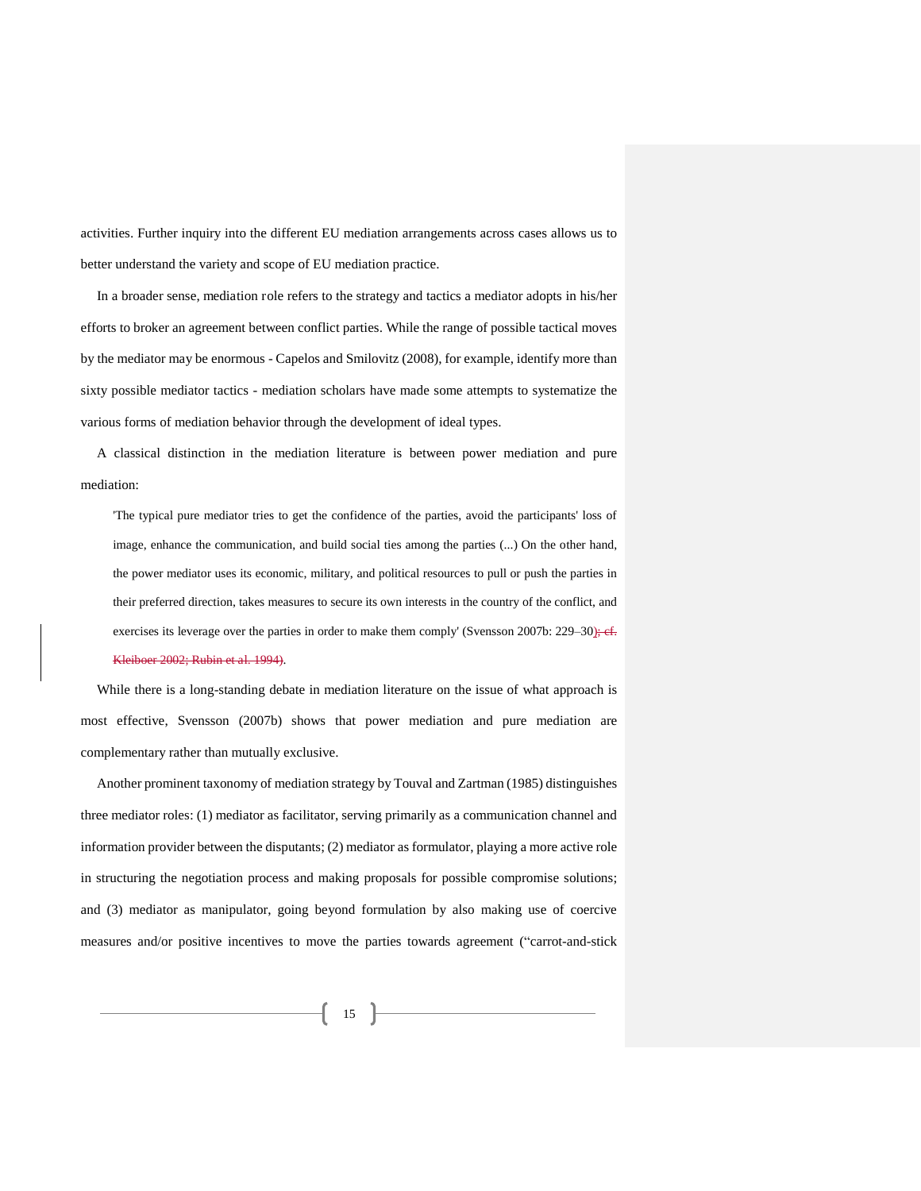activities. Further inquiry into the different EU mediation arrangements across cases allows us to better understand the variety and scope of EU mediation practice.

In a broader sense, mediation role refers to the strategy and tactics a mediator adopts in his/her efforts to broker an agreement between conflict parties. While the range of possible tactical moves by the mediator may be enormous - Capelos and Smilovitz (2008), for example, identify more than sixty possible mediator tactics - mediation scholars have made some attempts to systematize the various forms of mediation behavior through the development of ideal types.

A classical distinction in the mediation literature is between power mediation and pure mediation:

> 'The typical pure mediator tries to get the confidence of the parties, avoid the participants' loss of image, enhance the communication, and build social ties among the parties (...) On the other hand, the power mediator uses its economic, military, and political resources to pull or push the parties in their preferred direction, takes measures to secure its own interests in the country of the conflict, and exercises its leverage over the parties in order to make them comply' (Svensson 2007b: 229–30)~~; cf. Kleiboer 2002; Rubin et al. 1994)~~.

While there is a long-standing debate in mediation literature on the issue of what approach is most effective, Svensson (2007b) shows that power mediation and pure mediation are complementary rather than mutually exclusive.

Another prominent taxonomy of mediation strategy by Touval and Zartman (1985) distinguishes three mediator roles: (1) mediator as facilitator, serving primarily as a communication channel and information provider between the disputants; (2) mediator as formulator, playing a more active role in structuring the negotiation process and making proposals for possible compromise solutions; and (3) mediator as manipulator, going beyond formulation by also making use of coercive measures and/or positive incentives to move the parties towards agreement ("carrot-and-stick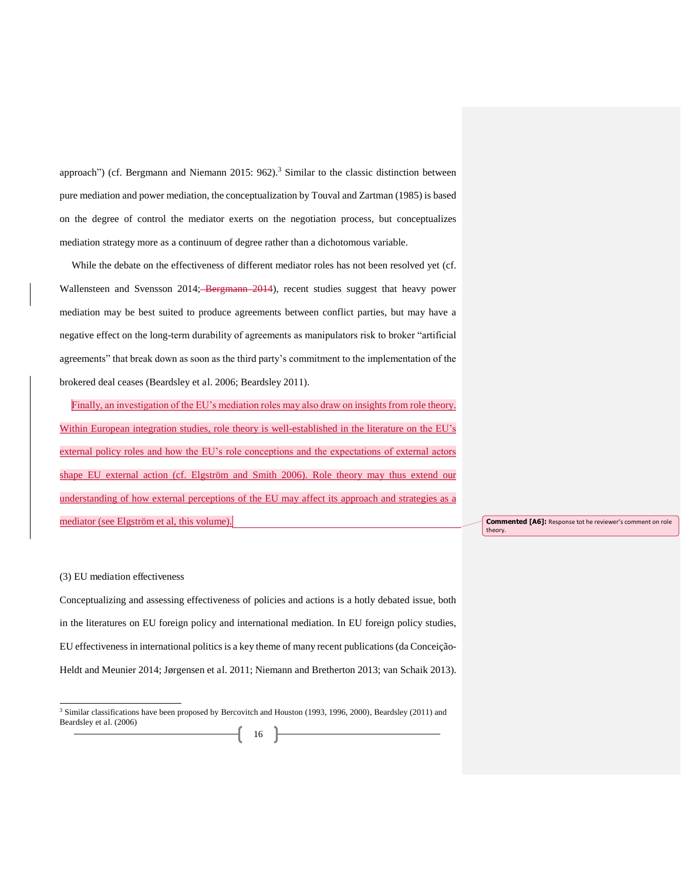approach") (cf. Bergmann and Niemann 2015: 962).[3] Similar to the classic distinction between pure mediation and power mediation, the conceptualization by Touval and Zartman (1985) is based on the degree of control the mediator exerts on the negotiation process, but conceptualizes mediation strategy more as a continuum of degree rather than a dichotomous variable.

While the debate on the effectiveness of different mediator roles has not been resolved yet (cf. Wallensteen and Svensson 2014; ~~Bergmann 2014~~), recent studies suggest that heavy power mediation may be best suited to produce agreements between conflict parties, but may have a negative effect on the long-term durability of agreements as manipulators risk to broker "artificial agreements" that break down as soon as the third party's commitment to the implementation of the brokered deal ceases (Beardsley et al. 2006; Beardsley 2011).

Finally, an investigation of the EU's mediation roles may also draw on insights from role theory. Within European integration studies, role theory is well-established in the literature on the EU's external policy roles and how the EU's role conceptions and the expectations of external actors shape EU external action (cf. Elgström and Smith 2006). Role theory may thus extend our understanding of how external perceptions of the EU may affect its approach and strategies as a mediator (see Elgström et al, this volume).

**Commented [A6]:** Response tot he reviewer's comment on role theory.

(3) EU mediation effectiveness

Conceptualizing and assessing effectiveness of policies and actions is a hotly debated issue, both in the literatures on EU foreign policy and international mediation. In EU foreign policy studies, EU effectiveness in international politics is a key theme of many recent publications (da Conceição-Heldt and Meunier 2014; Jørgensen et al. 2011; Niemann and Bretherton 2013; van Schaik 2013).

[3] Similar classifications have been proposed by Bercovitch and Houston (1993, 1996, 2000), Beardsley (2011) and Beardsley et al. (2006)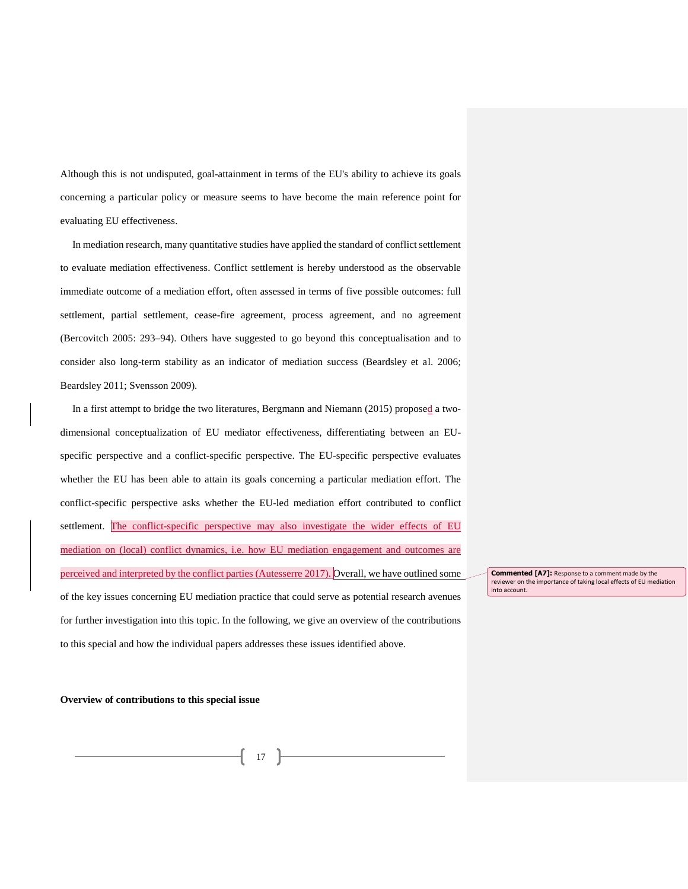Although this is not undisputed, goal-attainment in terms of the EU's ability to achieve its goals concerning a particular policy or measure seems to have become the main reference point for evaluating EU effectiveness.

In mediation research, many quantitative studies have applied the standard of conflict settlement to evaluate mediation effectiveness. Conflict settlement is hereby understood as the observable immediate outcome of a mediation effort, often assessed in terms of five possible outcomes: full settlement, partial settlement, cease-fire agreement, process agreement, and no agreement (Bercovitch 2005: 293–94). Others have suggested to go beyond this conceptualisation and to consider also long-term stability as an indicator of mediation success (Beardsley et al. 2006; Beardsley 2011; Svensson 2009).

In a first attempt to bridge the two literatures, Bergmann and Niemann (2015) proposed a two-dimensional conceptualization of EU mediator effectiveness, differentiating between an EU-specific perspective and a conflict-specific perspective. The EU-specific perspective evaluates whether the EU has been able to attain its goals concerning a particular mediation effort. The conflict-specific perspective asks whether the EU-led mediation effort contributed to conflict settlement. The conflict-specific perspective may also investigate the wider effects of EU mediation on (local) conflict dynamics, i.e. how EU mediation engagement and outcomes are perceived and interpreted by the conflict parties (Autesserre 2017). Overall, we have outlined some of the key issues concerning EU mediation practice that could serve as potential research avenues for further investigation into this topic. In the following, we give an overview of the contributions to this special and how the individual papers addresses these issues identified above.

**Commented [A7]:** Response to a comment made by the reviewer on the importance of taking local effects of EU mediation into account.

**Overview of contributions to this special issue**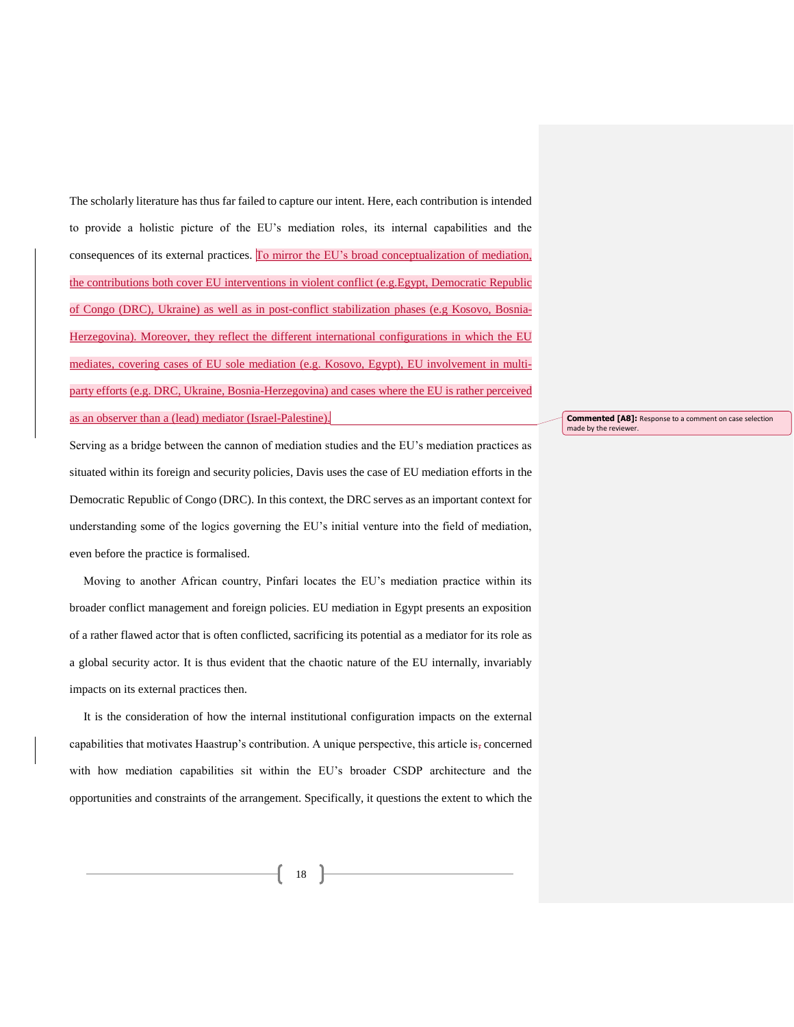The scholarly literature has thus far failed to capture our intent. Here, each contribution is intended to provide a holistic picture of the EU's mediation roles, its internal capabilities and the consequences of its external practices. To mirror the EU's broad conceptualization of mediation, the contributions both cover EU interventions in violent conflict (e.g.Egypt, Democratic Republic of Congo (DRC), Ukraine) as well as in post-conflict stabilization phases (e.g Kosovo, Bosnia-Herzegovina). Moreover, they reflect the different international configurations in which the EU mediates, covering cases of EU sole mediation (e.g. Kosovo, Egypt), EU involvement in multi-party efforts (e.g. DRC, Ukraine, Bosnia-Herzegovina) and cases where the EU is rather perceived as an observer than a (lead) mediator (Israel-Palestine).

Serving as a bridge between the cannon of mediation studies and the EU's mediation practices as situated within its foreign and security policies, Davis uses the case of EU mediation efforts in the Democratic Republic of Congo (DRC). In this context, the DRC serves as an important context for understanding some of the logics governing the EU's initial venture into the field of mediation, even before the practice is formalised.

Moving to another African country, Pinfari locates the EU's mediation practice within its broader conflict management and foreign policies. EU mediation in Egypt presents an exposition of a rather flawed actor that is often conflicted, sacrificing its potential as a mediator for its role as a global security actor. It is thus evident that the chaotic nature of the EU internally, invariably impacts on its external practices then.

It is the consideration of how the internal institutional configuration impacts on the external capabilities that motivates Haastrup's contribution. A unique perspective, this article is concerned with how mediation capabilities sit within the EU's broader CSDP architecture and the opportunities and constraints of the arrangement. Specifically, it questions the extent to which the

**Commented [A8]:** Response to a comment on case selection made by the reviewer.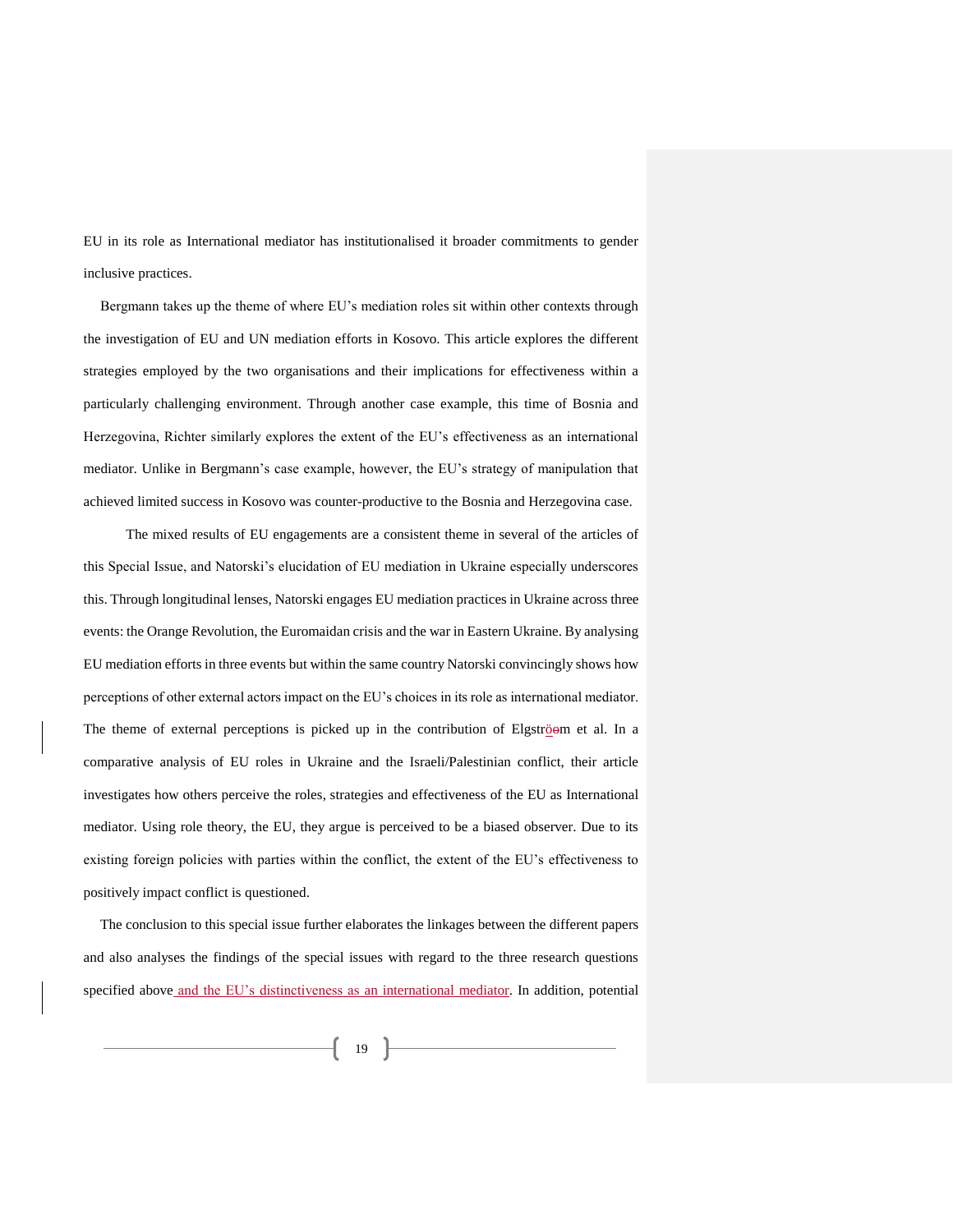EU in its role as International mediator has institutionalised it broader commitments to gender inclusive practices.

Bergmann takes up the theme of where EU's mediation roles sit within other contexts through the investigation of EU and UN mediation efforts in Kosovo. This article explores the different strategies employed by the two organisations and their implications for effectiveness within a particularly challenging environment. Through another case example, this time of Bosnia and Herzegovina, Richter similarly explores the extent of the EU's effectiveness as an international mediator. Unlike in Bergmann's case example, however, the EU's strategy of manipulation that achieved limited success in Kosovo was counter-productive to the Bosnia and Herzegovina case.

The mixed results of EU engagements are a consistent theme in several of the articles of this Special Issue, and Natorski's elucidation of EU mediation in Ukraine especially underscores this. Through longitudinal lenses, Natorski engages EU mediation practices in Ukraine across three events: the Orange Revolution, the Euromaidan crisis and the war in Eastern Ukraine. By analysing EU mediation efforts in three events but within the same country Natorski convincingly shows how perceptions of other external actors impact on the EU's choices in its role as international mediator. The theme of external perceptions is picked up in the contribution of Elgström et al. In a comparative analysis of EU roles in Ukraine and the Israeli/Palestinian conflict, their article investigates how others perceive the roles, strategies and effectiveness of the EU as International mediator. Using role theory, the EU, they argue is perceived to be a biased observer. Due to its existing foreign policies with parties within the conflict, the extent of the EU's effectiveness to positively impact conflict is questioned.

The conclusion to this special issue further elaborates the linkages between the different papers and also analyses the findings of the special issues with regard to the three research questions specified above and the EU's distinctiveness as an international mediator. In addition, potential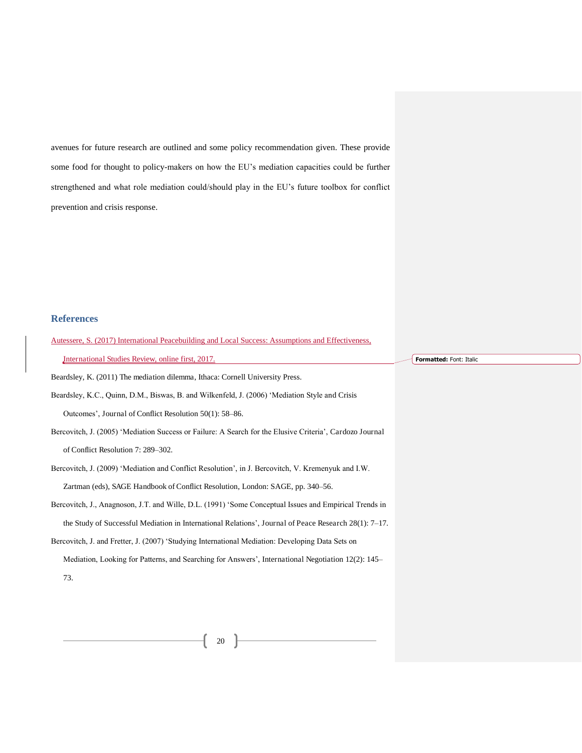avenues for future research are outlined and some policy recommendation given. These provide some food for thought to policy-makers on how the EU's mediation capacities could be further strengthened and what role mediation could/should play in the EU's future toolbox for conflict prevention and crisis response.

## References

Autessere, S. (2017) International Peacebuilding and Local Success: Assumptions and Effectiveness, International Studies Review, online first, 2017.

Beardsley, K. (2011) The mediation dilemma, Ithaca: Cornell University Press.

Beardsley, K.C., Quinn, D.M., Biswas, B. and Wilkenfeld, J. (2006) 'Mediation Style and Crisis Outcomes', Journal of Conflict Resolution 50(1): 58–86.

Bercovitch, J. (2005) 'Mediation Success or Failure: A Search for the Elusive Criteria', Cardozo Journal of Conflict Resolution 7: 289–302.

Bercovitch, J. (2009) 'Mediation and Conflict Resolution', in J. Bercovitch, V. Kremenyuk and I.W. Zartman (eds), SAGE Handbook of Conflict Resolution, London: SAGE, pp. 340–56.

Bercovitch, J., Anagnoson, J.T. and Wille, D.L. (1991) 'Some Conceptual Issues and Empirical Trends in the Study of Successful Mediation in International Relations', Journal of Peace Research 28(1): 7–17.

Bercovitch, J. and Fretter, J. (2007) 'Studying International Mediation: Developing Data Sets on Mediation, Looking for Patterns, and Searching for Answers', International Negotiation 12(2): 145–73.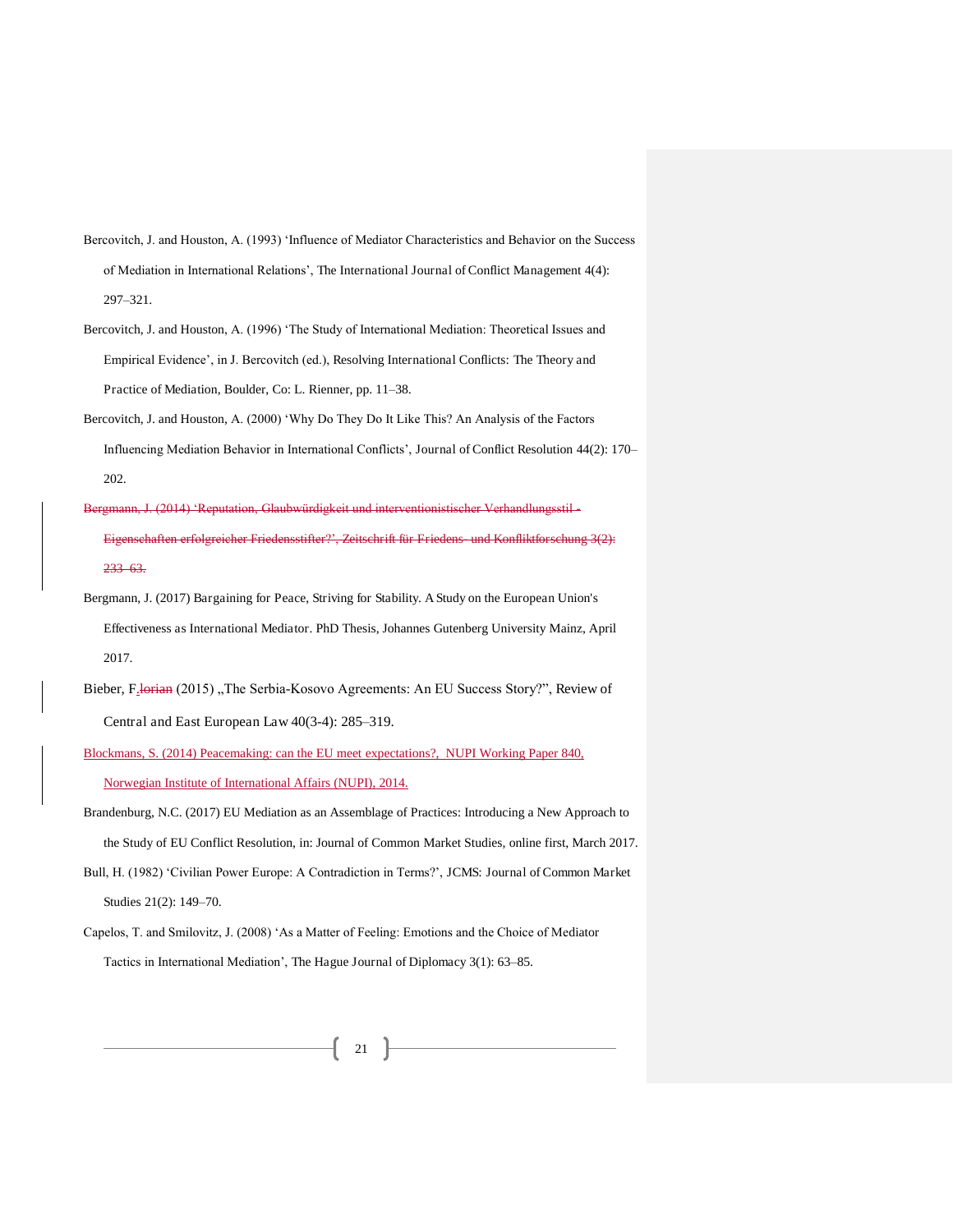Bercovitch, J. and Houston, A. (1993) 'Influence of Mediator Characteristics and Behavior on the Success of Mediation in International Relations', The International Journal of Conflict Management 4(4): 297–321.

Bercovitch, J. and Houston, A. (1996) 'The Study of International Mediation: Theoretical Issues and Empirical Evidence', in J. Bercovitch (ed.), Resolving International Conflicts: The Theory and Practice of Mediation, Boulder, Co: L. Rienner, pp. 11–38.

Bercovitch, J. and Houston, A. (2000) 'Why Do They Do It Like This? An Analysis of the Factors Influencing Mediation Behavior in International Conflicts', Journal of Conflict Resolution 44(2): 170–202.

~~Bergmann, J. (2014) 'Reputation, Glaubwürdigkeit und interventionistischer Verhandlungsstil - Eigenschaften erfolgreicher Friedensstifter?', Zeitschrift für Friedens- und Konfliktforschung 3(2): 233–63.~~

Bergmann, J. (2017) Bargaining for Peace, Striving for Stability. A Study on the European Union's Effectiveness as International Mediator. PhD Thesis, Johannes Gutenberg University Mainz, April 2017.

Bieber, F.~~lorian~~ (2015) „The Serbia-Kosovo Agreements: An EU Success Story?", Review of Central and East European Law 40(3-4): 285–319.

Blockmans, S. (2014) Peacemaking: can the EU meet expectations?, NUPI Working Paper 840, Norwegian Institute of International Affairs (NUPI), 2014.

Brandenburg, N.C. (2017) EU Mediation as an Assemblage of Practices: Introducing a New Approach to the Study of EU Conflict Resolution, in: Journal of Common Market Studies, online first, March 2017.

Bull, H. (1982) 'Civilian Power Europe: A Contradiction in Terms?', JCMS: Journal of Common Market Studies 21(2): 149–70.

Capelos, T. and Smilovitz, J. (2008) 'As a Matter of Feeling: Emotions and the Choice of Mediator Tactics in International Mediation', The Hague Journal of Diplomacy 3(1): 63–85.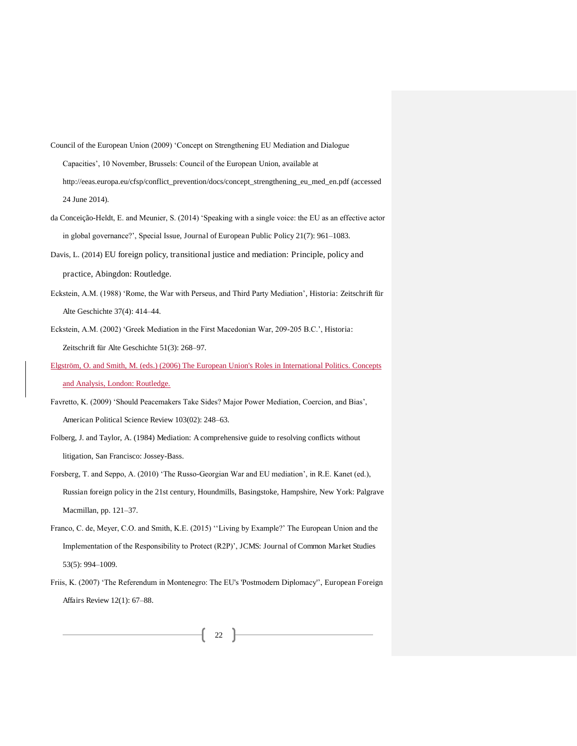Council of the European Union (2009) 'Concept on Strengthening EU Mediation and Dialogue Capacities', 10 November, Brussels: Council of the European Union, available at http://eeas.europa.eu/cfsp/conflict_prevention/docs/concept_strengthening_eu_med_en.pdf (accessed 24 June 2014).

da Conceição-Heldt, E. and Meunier, S. (2014) 'Speaking with a single voice: the EU as an effective actor in global governance?', Special Issue, Journal of European Public Policy 21(7): 961–1083.

Davis, L. (2014) EU foreign policy, transitional justice and mediation: Principle, policy and practice, Abingdon: Routledge.

Eckstein, A.M. (1988) 'Rome, the War with Perseus, and Third Party Mediation', Historia: Zeitschrift für Alte Geschichte 37(4): 414–44.

Eckstein, A.M. (2002) 'Greek Mediation in the First Macedonian War, 209-205 B.C.', Historia: Zeitschrift für Alte Geschichte 51(3): 268–97.

Elgström, O. and Smith, M. (eds.) (2006) The European Union's Roles in International Politics. Concepts and Analysis, London: Routledge.

Favretto, K. (2009) 'Should Peacemakers Take Sides? Major Power Mediation, Coercion, and Bias', American Political Science Review 103(02): 248–63.

Folberg, J. and Taylor, A. (1984) Mediation: A comprehensive guide to resolving conflicts without litigation, San Francisco: Jossey-Bass.

Forsberg, T. and Seppo, A. (2010) 'The Russo-Georgian War and EU mediation', in R.E. Kanet (ed.), Russian foreign policy in the 21st century, Houndmills, Basingstoke, Hampshire, New York: Palgrave Macmillan, pp. 121–37.

Franco, C. de, Meyer, C.O. and Smith, K.E. (2015) ''Living by Example?' The European Union and the Implementation of the Responsibility to Protect (R2P)', JCMS: Journal of Common Market Studies 53(5): 994–1009.

Friis, K. (2007) 'The Referendum in Montenegro: The EU's 'Postmodern Diplomacy'', European Foreign Affairs Review 12(1): 67–88.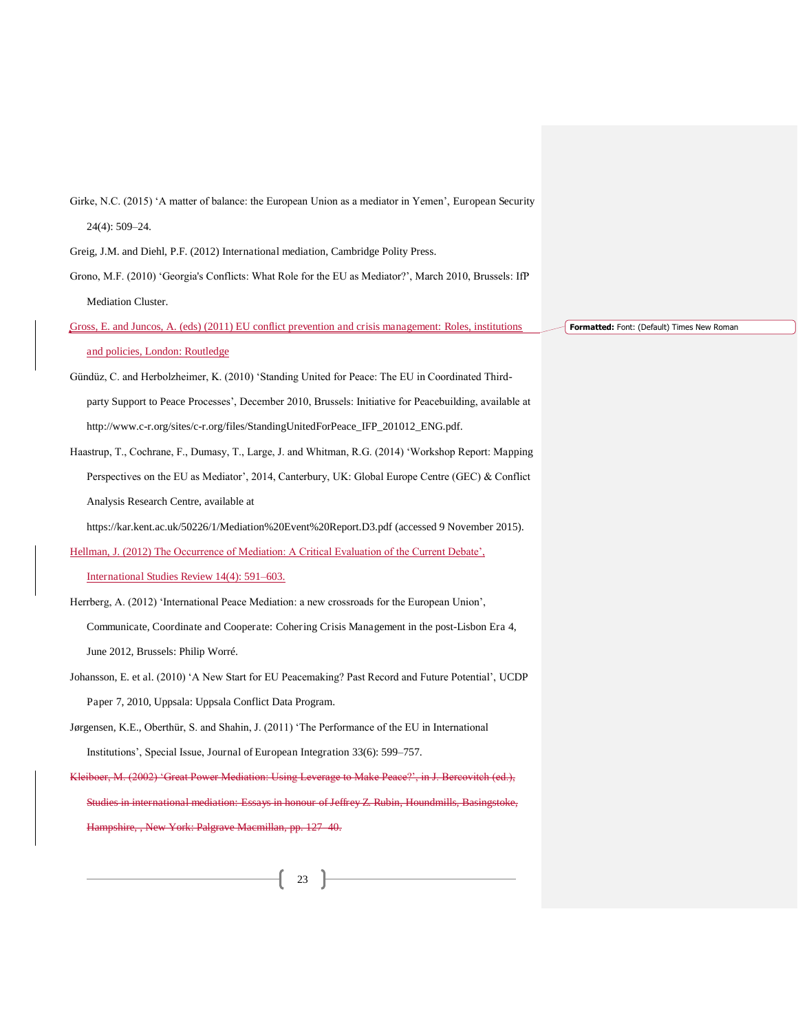Girke, N.C. (2015) ‘A matter of balance: the European Union as a mediator in Yemen’, European Security 24(4): 509–24.

Greig, J.M. and Diehl, P.F. (2012) International mediation, Cambridge Polity Press.

Grono, M.F. (2010) ‘Georgia's Conflicts: What Role for the EU as Mediator?’, March 2010, Brussels: IfP Mediation Cluster.

Gross, E. and Juncos, A. (eds) (2011) EU conflict prevention and crisis management: Roles, institutions and policies, London: Routledge

Gündüz, C. and Herbolzheimer, K. (2010) ‘Standing United for Peace: The EU in Coordinated Third-party Support to Peace Processes’, December 2010, Brussels: Initiative for Peacebuilding, available at http://www.c-r.org/sites/c-r.org/files/StandingUnitedForPeace_IFP_201012_ENG.pdf.

Haastrup, T., Cochrane, F., Dumasy, T., Large, J. and Whitman, R.G. (2014) ‘Workshop Report: Mapping Perspectives on the EU as Mediator’, 2014, Canterbury, UK: Global Europe Centre (GEC) & Conflict Analysis Research Centre, available at https://kar.kent.ac.uk/50226/1/Mediation%20Event%20Report.D3.pdf (accessed 9 November 2015).

Hellman, J. (2012) The Occurrence of Mediation: A Critical Evaluation of the Current Debate’, International Studies Review 14(4): 591–603.

Herrberg, A. (2012) ‘International Peace Mediation: a new crossroads for the European Union’, Communicate, Coordinate and Cooperate: Cohering Crisis Management in the post-Lisbon Era 4, June 2012, Brussels: Philip Worré.

Johansson, E. et al. (2010) ‘A New Start for EU Peacemaking? Past Record and Future Potential’, UCDP Paper 7, 2010, Uppsala: Uppsala Conflict Data Program.

Jørgensen, K.E., Oberthür, S. and Shahin, J. (2011) ‘The Performance of the EU in International Institutions’, Special Issue, Journal of European Integration 33(6): 599–757.

~~Kleiboer, M. (2002) ‘Great Power Mediation: Using Leverage to Make Peace?’, in J. Bercovitch (ed.), Studies in international mediation: Essays in honour of Jeffrey Z. Rubin, Houndmills, Basingstoke, Hampshire, , New York: Palgrave Macmillan, pp. 127–40.~~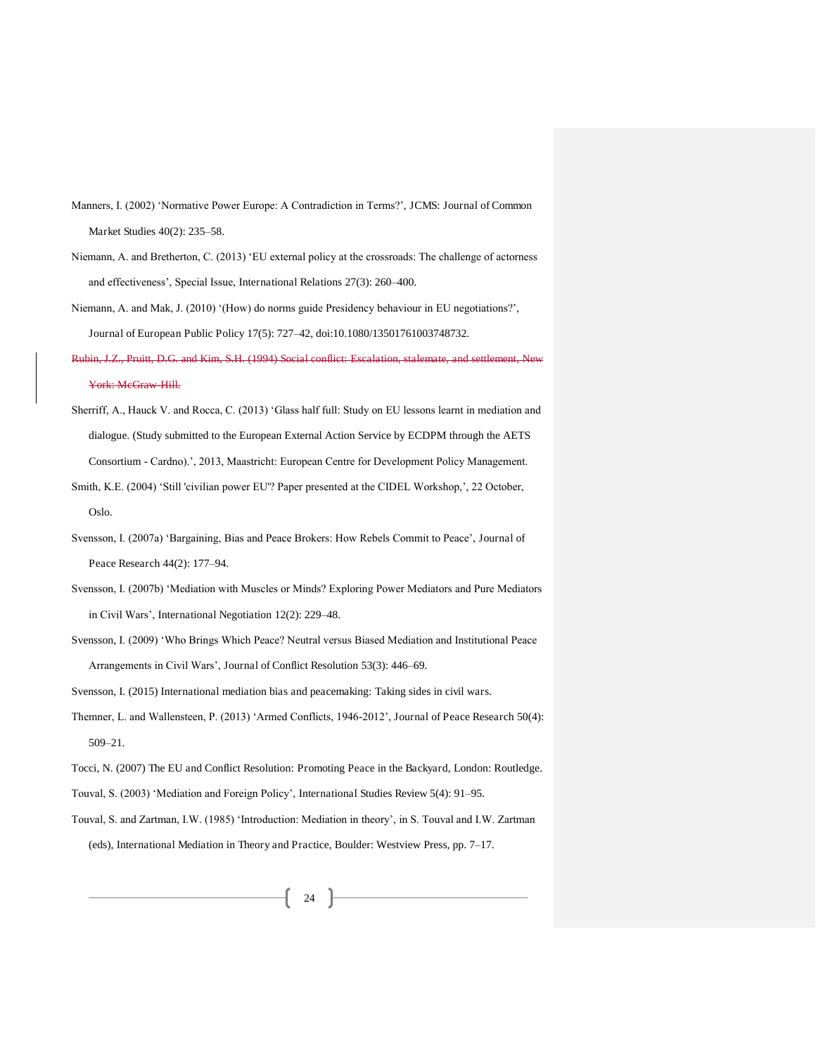Manners, I. (2002) 'Normative Power Europe: A Contradiction in Terms?', JCMS: Journal of Common Market Studies 40(2): 235–58.

Niemann, A. and Bretherton, C. (2013) 'EU external policy at the crossroads: The challenge of actorness and effectiveness', Special Issue, International Relations 27(3): 260–400.

Niemann, A. and Mak, J. (2010) '(How) do norms guide Presidency behaviour in EU negotiations?', Journal of European Public Policy 17(5): 727–42, doi:10.1080/13501761003748732.

~~Rubin, J.Z., Pruitt, D.G. and Kim, S.H. (1994) Social conflict: Escalation, stalemate, and settlement, New York: McGraw-Hill.~~

Sherriff, A., Hauck V. and Rocca, C. (2013) 'Glass half full: Study on EU lessons learnt in mediation and dialogue. (Study submitted to the European External Action Service by ECDPM through the AETS Consortium - Cardno).', 2013, Maastricht: European Centre for Development Policy Management.

Smith, K.E. (2004) 'Still 'civilian power EU'? Paper presented at the CIDEL Workshop,', 22 October, Oslo.

Svensson, I. (2007a) 'Bargaining, Bias and Peace Brokers: How Rebels Commit to Peace', Journal of Peace Research 44(2): 177–94.

Svensson, I. (2007b) 'Mediation with Muscles or Minds? Exploring Power Mediators and Pure Mediators in Civil Wars', International Negotiation 12(2): 229–48.

Svensson, I. (2009) 'Who Brings Which Peace? Neutral versus Biased Mediation and Institutional Peace Arrangements in Civil Wars', Journal of Conflict Resolution 53(3): 446–69.

Svensson, I. (2015) International mediation bias and peacemaking: Taking sides in civil wars.

Themner, L. and Wallensteen, P. (2013) 'Armed Conflicts, 1946-2012', Journal of Peace Research 50(4): 509–21.

Tocci, N. (2007) The EU and Conflict Resolution: Promoting Peace in the Backyard, London: Routledge.

Touval, S. (2003) 'Mediation and Foreign Policy', International Studies Review 5(4): 91–95.

Touval, S. and Zartman, I.W. (1985) 'Introduction: Mediation in theory', in S. Touval and I.W. Zartman (eds), International Mediation in Theory and Practice, Boulder: Westview Press, pp. 7–17.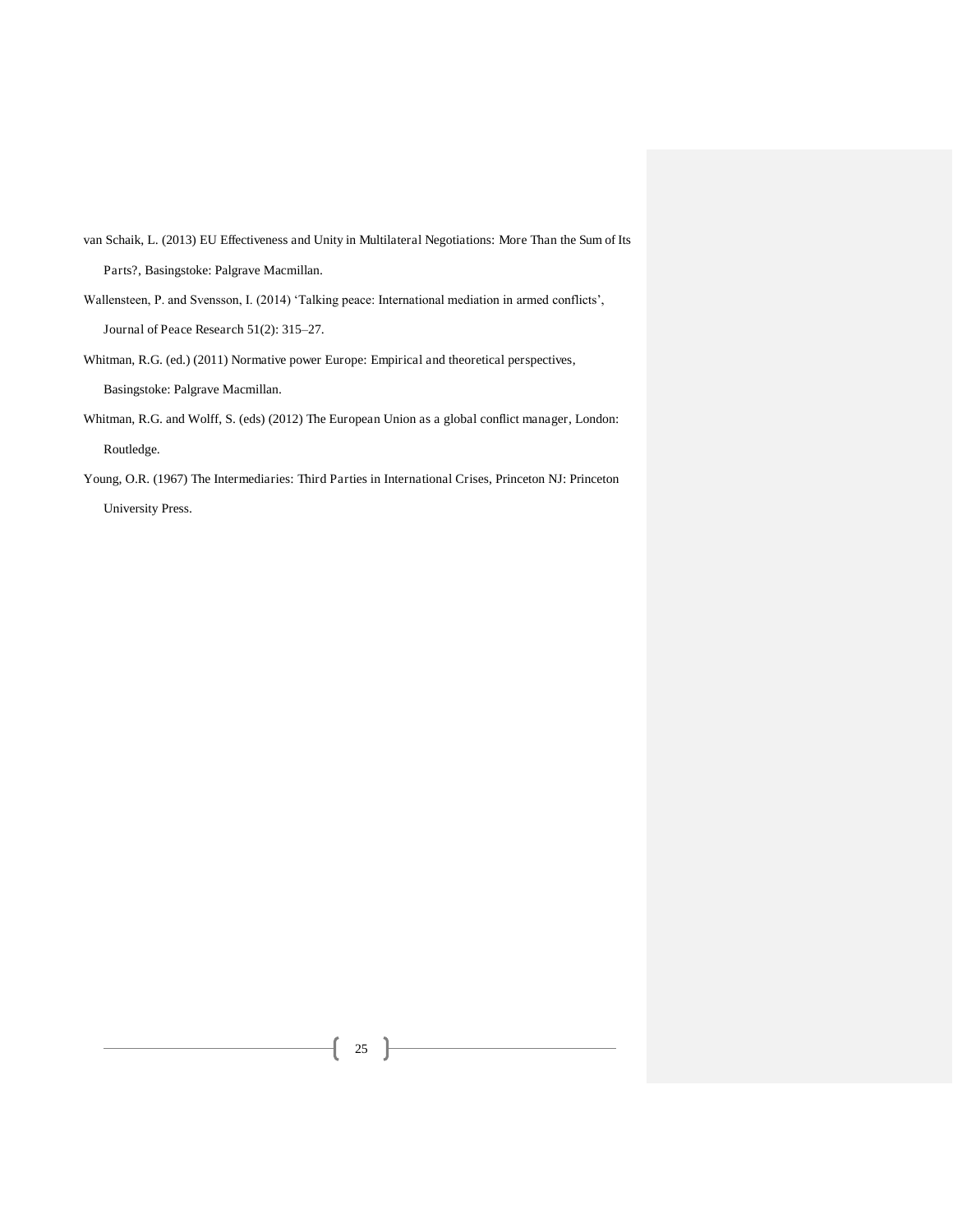van Schaik, L. (2013) EU Effectiveness and Unity in Multilateral Negotiations: More Than the Sum of Its Parts?, Basingstoke: Palgrave Macmillan.

Wallensteen, P. and Svensson, I. (2014) 'Talking peace: International mediation in armed conflicts', Journal of Peace Research 51(2): 315–27.

Whitman, R.G. (ed.) (2011) Normative power Europe: Empirical and theoretical perspectives, Basingstoke: Palgrave Macmillan.

Whitman, R.G. and Wolff, S. (eds) (2012) The European Union as a global conflict manager, London: Routledge.

Young, O.R. (1967) The Intermediaries: Third Parties in International Crises, Princeton NJ: Princeton University Press.